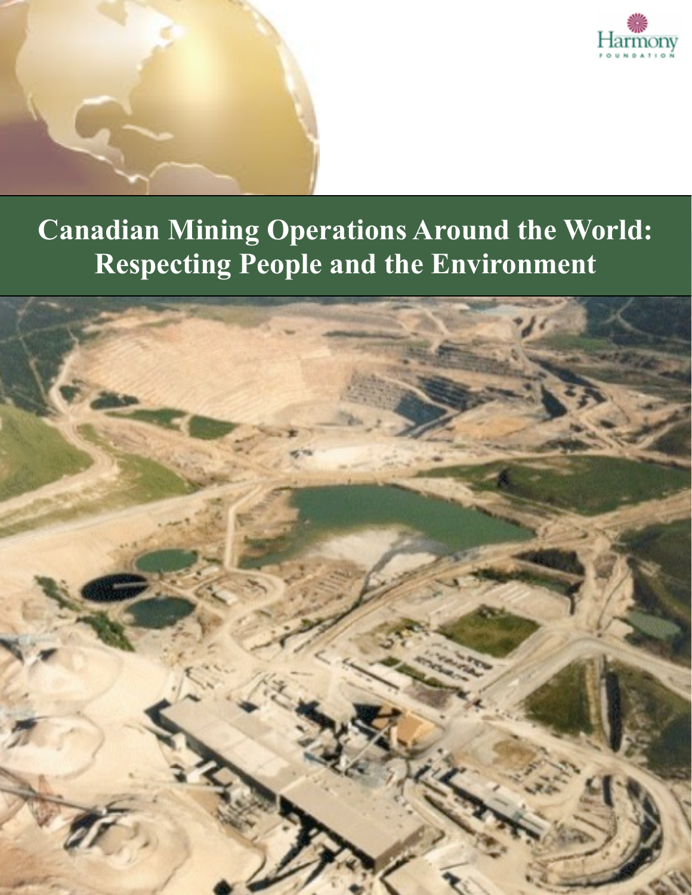Harmony
FOUNDATION

# Canadian Mining Operations Around the World: Respecting People and the Environment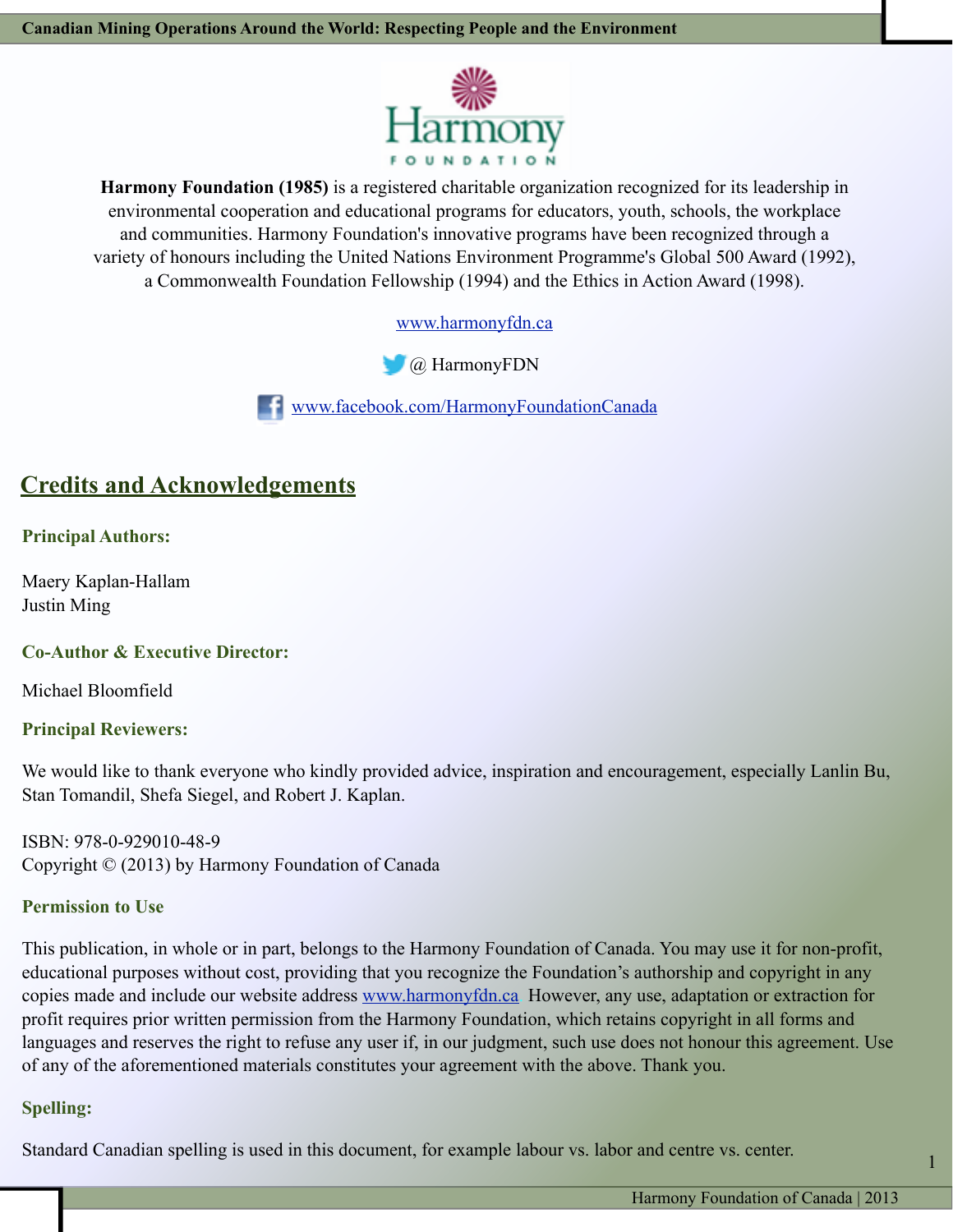Harmony FOUNDATION

**Harmony Foundation (1985)** is a registered charitable organization recognized for its leadership in environmental cooperation and educational programs for educators, youth, schools, the workplace and communities. Harmony Foundation's innovative programs have been recognized through a variety of honours including the United Nations Environment Programme's Global 500 Award (1992), a Commonwealth Foundation Fellowship (1994) and the Ethics in Action Award (1998).

www.harmonyfdn.ca

@ HarmonyFDN

www.facebook.com/HarmonyFoundationCanada

## Credits and Acknowledgements

**Principal Authors:**

Maery Kaplan-Hallam
Justin Ming

**Co-Author & Executive Director:**

Michael Bloomfield

**Principal Reviewers:**

We would like to thank everyone who kindly provided advice, inspiration and encouragement, especially Lanlin Bu, Stan Tomandil, Shefa Siegel, and Robert J. Kaplan.

ISBN: 978-0-929010-48-9
Copyright © (2013) by Harmony Foundation of Canada

**Permission to Use**

This publication, in whole or in part, belongs to the Harmony Foundation of Canada. You may use it for non-profit, educational purposes without cost, providing that you recognize the Foundation's authorship and copyright in any copies made and include our website address www.harmonyfdn.ca However, any use, adaptation or extraction for profit requires prior written permission from the Harmony Foundation, which retains copyright in all forms and languages and reserves the right to refuse any user if, in our judgment, such use does not honour this agreement. Use of any of the aforementioned materials constitutes your agreement with the above. Thank you.

**Spelling:**

Standard Canadian spelling is used in this document, for example labour vs. labor and centre vs. center.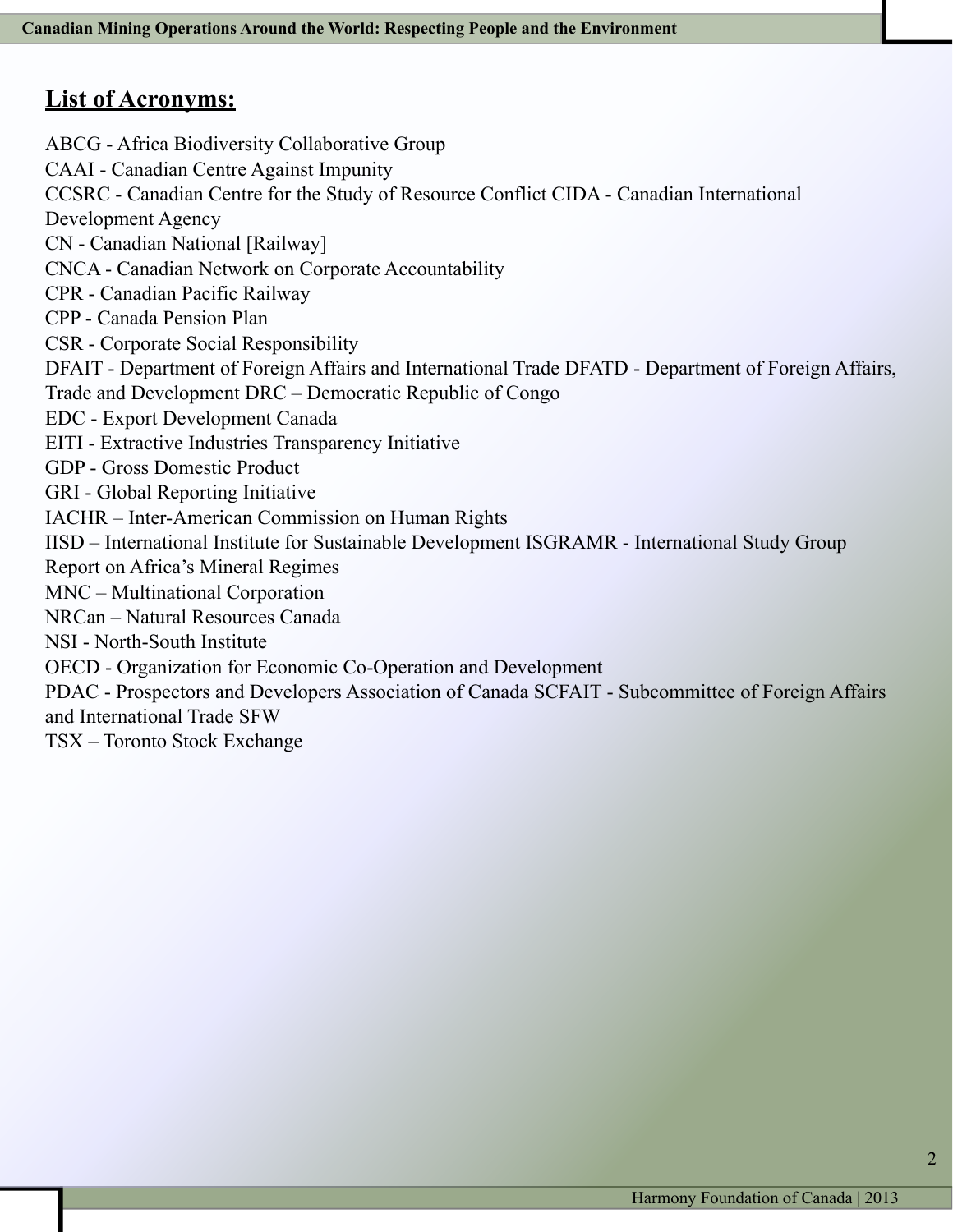## List of Acronyms:

ABCG - Africa Biodiversity Collaborative Group
CAAI - Canadian Centre Against Impunity
CCSRC - Canadian Centre for the Study of Resource Conflict CIDA - Canadian International Development Agency
CN - Canadian National [Railway]
CNCA - Canadian Network on Corporate Accountability
CPR - Canadian Pacific Railway
CPP - Canada Pension Plan
CSR - Corporate Social Responsibility
DFAIT - Department of Foreign Affairs and International Trade DFATD - Department of Foreign Affairs, Trade and Development DRC – Democratic Republic of Congo
EDC - Export Development Canada
EITI - Extractive Industries Transparency Initiative
GDP - Gross Domestic Product
GRI - Global Reporting Initiative
IACHR – Inter-American Commission on Human Rights
IISD – International Institute for Sustainable Development ISGRAMR - International Study Group Report on Africa's Mineral Regimes
MNC – Multinational Corporation
NRCan – Natural Resources Canada
NSI - North-South Institute
OECD - Organization for Economic Co-Operation and Development
PDAC - Prospectors and Developers Association of Canada SCFAIT - Subcommittee of Foreign Affairs and International Trade SFW
TSX – Toronto Stock Exchange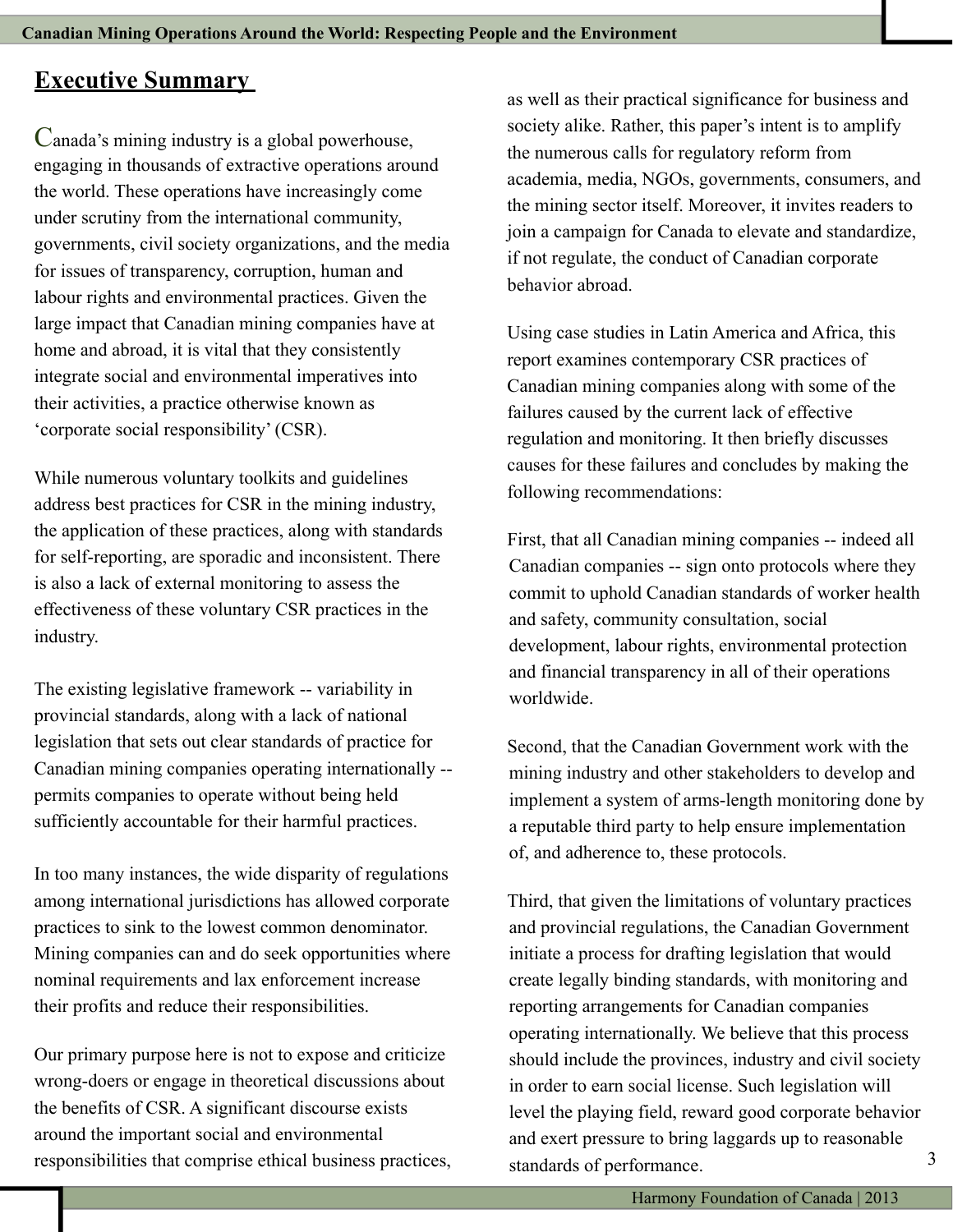## Executive Summary

Canada's mining industry is a global powerhouse, engaging in thousands of extractive operations around the world. These operations have increasingly come under scrutiny from the international community, governments, civil society organizations, and the media for issues of transparency, corruption, human and labour rights and environmental practices. Given the large impact that Canadian mining companies have at home and abroad, it is vital that they consistently integrate social and environmental imperatives into their activities, a practice otherwise known as 'corporate social responsibility' (CSR).

While numerous voluntary toolkits and guidelines address best practices for CSR in the mining industry, the application of these practices, along with standards for self-reporting, are sporadic and inconsistent. There is also a lack of external monitoring to assess the effectiveness of these voluntary CSR practices in the industry.

The existing legislative framework -- variability in provincial standards, along with a lack of national legislation that sets out clear standards of practice for Canadian mining companies operating internationally -- permits companies to operate without being held sufficiently accountable for their harmful practices.

In too many instances, the wide disparity of regulations among international jurisdictions has allowed corporate practices to sink to the lowest common denominator. Mining companies can and do seek opportunities where nominal requirements and lax enforcement increase their profits and reduce their responsibilities.

Our primary purpose here is not to expose and criticize wrong-doers or engage in theoretical discussions about the benefits of CSR. A significant discourse exists around the important social and environmental responsibilities that comprise ethical business practices, as well as their practical significance for business and society alike. Rather, this paper's intent is to amplify the numerous calls for regulatory reform from academia, media, NGOs, governments, consumers, and the mining sector itself. Moreover, it invites readers to join a campaign for Canada to elevate and standardize, if not regulate, the conduct of Canadian corporate behavior abroad.

Using case studies in Latin America and Africa, this report examines contemporary CSR practices of Canadian mining companies along with some of the failures caused by the current lack of effective regulation and monitoring. It then briefly discusses causes for these failures and concludes by making the following recommendations:

First, that all Canadian mining companies -- indeed all Canadian companies -- sign onto protocols where they commit to uphold Canadian standards of worker health and safety, community consultation, social development, labour rights, environmental protection and financial transparency in all of their operations worldwide.

Second, that the Canadian Government work with the mining industry and other stakeholders to develop and implement a system of arms-length monitoring done by a reputable third party to help ensure implementation of, and adherence to, these protocols.

Third, that given the limitations of voluntary practices and provincial regulations, the Canadian Government initiate a process for drafting legislation that would create legally binding standards, with monitoring and reporting arrangements for Canadian companies operating internationally. We believe that this process should include the provinces, industry and civil society in order to earn social license. Such legislation will level the playing field, reward good corporate behavior and exert pressure to bring laggards up to reasonable standards of performance.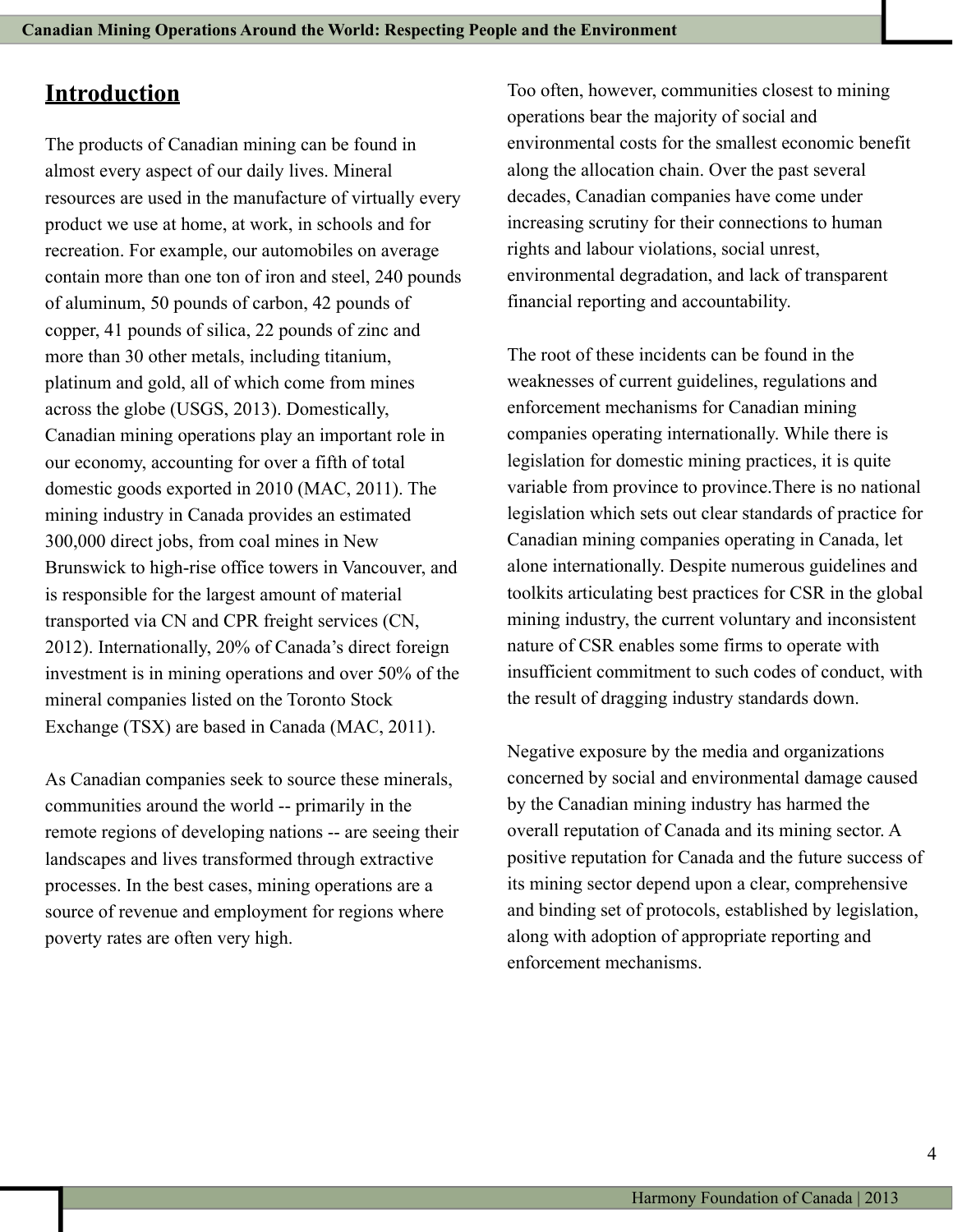## Introduction

The products of Canadian mining can be found in almost every aspect of our daily lives. Mineral resources are used in the manufacture of virtually every product we use at home, at work, in schools and for recreation. For example, our automobiles on average contain more than one ton of iron and steel, 240 pounds of aluminum, 50 pounds of carbon, 42 pounds of copper, 41 pounds of silica, 22 pounds of zinc and more than 30 other metals, including titanium, platinum and gold, all of which come from mines across the globe (USGS, 2013). Domestically, Canadian mining operations play an important role in our economy, accounting for over a fifth of total domestic goods exported in 2010 (MAC, 2011). The mining industry in Canada provides an estimated 300,000 direct jobs, from coal mines in New Brunswick to high-rise office towers in Vancouver, and is responsible for the largest amount of material transported via CN and CPR freight services (CN, 2012). Internationally, 20% of Canada's direct foreign investment is in mining operations and over 50% of the mineral companies listed on the Toronto Stock Exchange (TSX) are based in Canada (MAC, 2011).

As Canadian companies seek to source these minerals, communities around the world -- primarily in the remote regions of developing nations -- are seeing their landscapes and lives transformed through extractive processes. In the best cases, mining operations are a source of revenue and employment for regions where poverty rates are often very high.

Too often, however, communities closest to mining operations bear the majority of social and environmental costs for the smallest economic benefit along the allocation chain. Over the past several decades, Canadian companies have come under increasing scrutiny for their connections to human rights and labour violations, social unrest, environmental degradation, and lack of transparent financial reporting and accountability.

The root of these incidents can be found in the weaknesses of current guidelines, regulations and enforcement mechanisms for Canadian mining companies operating internationally. While there is legislation for domestic mining practices, it is quite variable from province to province.There is no national legislation which sets out clear standards of practice for Canadian mining companies operating in Canada, let alone internationally. Despite numerous guidelines and toolkits articulating best practices for CSR in the global mining industry, the current voluntary and inconsistent nature of CSR enables some firms to operate with insufficient commitment to such codes of conduct, with the result of dragging industry standards down.

Negative exposure by the media and organizations concerned by social and environmental damage caused by the Canadian mining industry has harmed the overall reputation of Canada and its mining sector. A positive reputation for Canada and the future success of its mining sector depend upon a clear, comprehensive and binding set of protocols, established by legislation, along with adoption of appropriate reporting and enforcement mechanisms.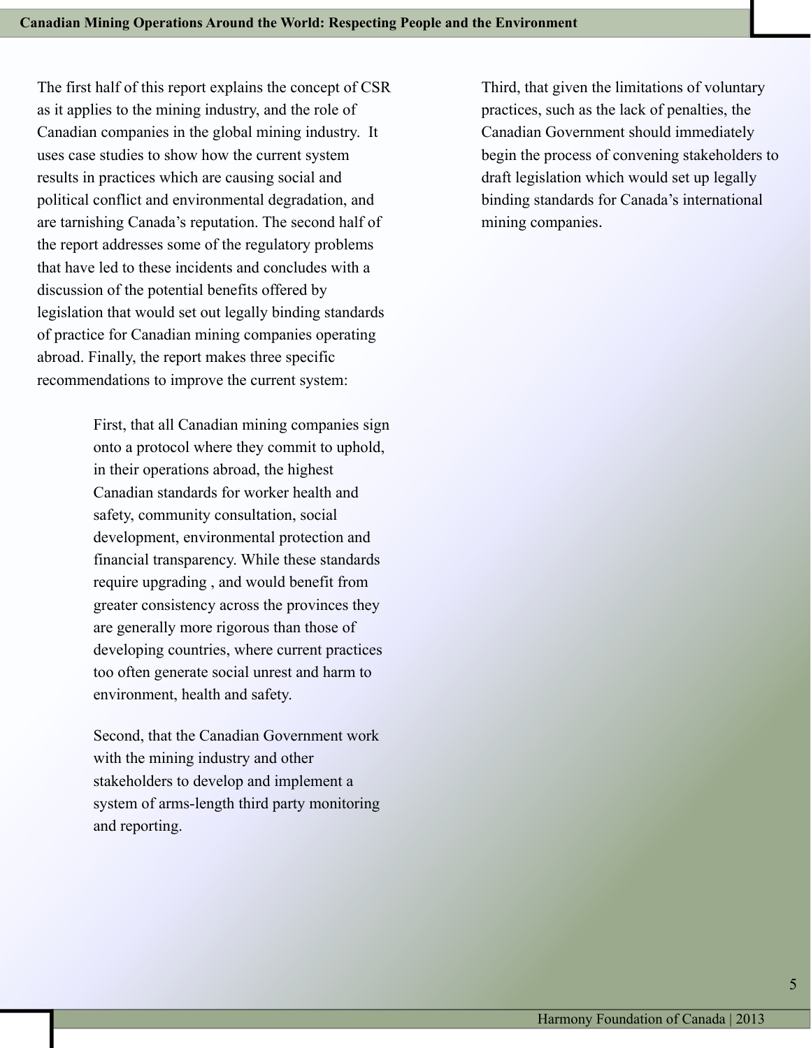The first half of this report explains the concept of CSR as it applies to the mining industry, and the role of Canadian companies in the global mining industry. It uses case studies to show how the current system results in practices which are causing social and political conflict and environmental degradation, and are tarnishing Canada's reputation. The second half of the report addresses some of the regulatory problems that have led to these incidents and concludes with a discussion of the potential benefits offered by legislation that would set out legally binding standards of practice for Canadian mining companies operating abroad. Finally, the report makes three specific recommendations to improve the current system:

> First, that all Canadian mining companies sign onto a protocol where they commit to uphold, in their operations abroad, the highest Canadian standards for worker health and safety, community consultation, social development, environmental protection and financial transparency. While these standards require upgrading , and would benefit from greater consistency across the provinces they are generally more rigorous than those of developing countries, where current practices too often generate social unrest and harm to environment, health and safety.
>
> Second, that the Canadian Government work with the mining industry and other stakeholders to develop and implement a system of arms-length third party monitoring and reporting.
>
> Third, that given the limitations of voluntary practices, such as the lack of penalties, the Canadian Government should immediately begin the process of convening stakeholders to draft legislation which would set up legally binding standards for Canada's international mining companies.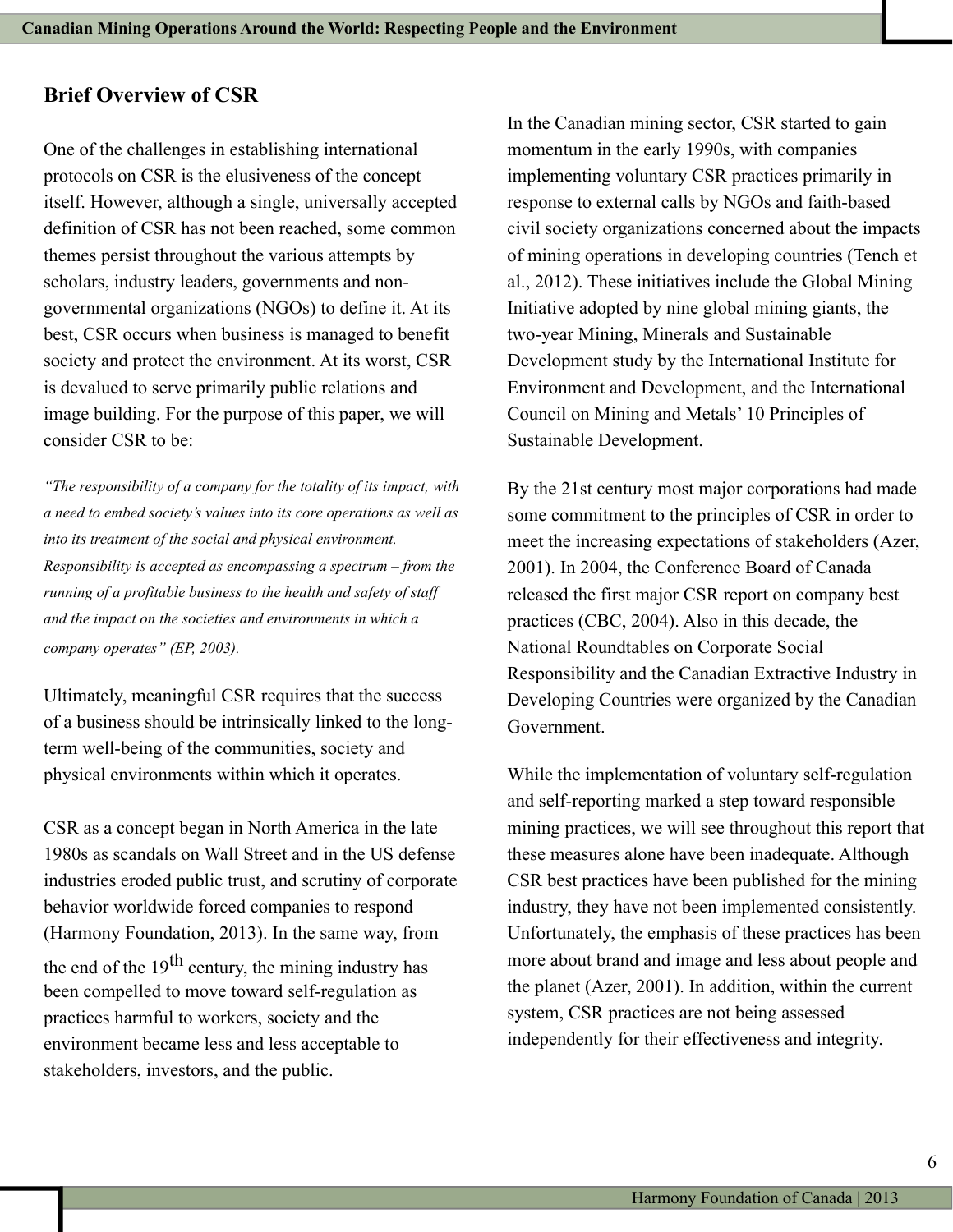## Brief Overview of CSR

One of the challenges in establishing international protocols on CSR is the elusiveness of the concept itself. However, although a single, universally accepted definition of CSR has not been reached, some common themes persist throughout the various attempts by scholars, industry leaders, governments and non-governmental organizations (NGOs) to define it. At its best, CSR occurs when business is managed to benefit society and protect the environment. At its worst, CSR is devalued to serve primarily public relations and image building. For the purpose of this paper, we will consider CSR to be:

*"The responsibility of a company for the totality of its impact, with a need to embed society's values into its core operations as well as into its treatment of the social and physical environment. Responsibility is accepted as encompassing a spectrum – from the running of a profitable business to the health and safety of staff and the impact on the societies and environments in which a company operates" (EP, 2003).*

Ultimately, meaningful CSR requires that the success of a business should be intrinsically linked to the long-term well-being of the communities, society and physical environments within which it operates.

CSR as a concept began in North America in the late 1980s as scandals on Wall Street and in the US defense industries eroded public trust, and scrutiny of corporate behavior worldwide forced companies to respond (Harmony Foundation, 2013). In the same way, from the end of the 19th century, the mining industry has been compelled to move toward self-regulation as practices harmful to workers, society and the environment became less and less acceptable to stakeholders, investors, and the public.

In the Canadian mining sector, CSR started to gain momentum in the early 1990s, with companies implementing voluntary CSR practices primarily in response to external calls by NGOs and faith-based civil society organizations concerned about the impacts of mining operations in developing countries (Tench et al., 2012). These initiatives include the Global Mining Initiative adopted by nine global mining giants, the two-year Mining, Minerals and Sustainable Development study by the International Institute for Environment and Development, and the International Council on Mining and Metals' 10 Principles of Sustainable Development.

By the 21st century most major corporations had made some commitment to the principles of CSR in order to meet the increasing expectations of stakeholders (Azer, 2001). In 2004, the Conference Board of Canada released the first major CSR report on company best practices (CBC, 2004). Also in this decade, the National Roundtables on Corporate Social Responsibility and the Canadian Extractive Industry in Developing Countries were organized by the Canadian Government.

While the implementation of voluntary self-regulation and self-reporting marked a step toward responsible mining practices, we will see throughout this report that these measures alone have been inadequate. Although CSR best practices have been published for the mining industry, they have not been implemented consistently. Unfortunately, the emphasis of these practices has been more about brand and image and less about people and the planet (Azer, 2001). In addition, within the current system, CSR practices are not being assessed independently for their effectiveness and integrity.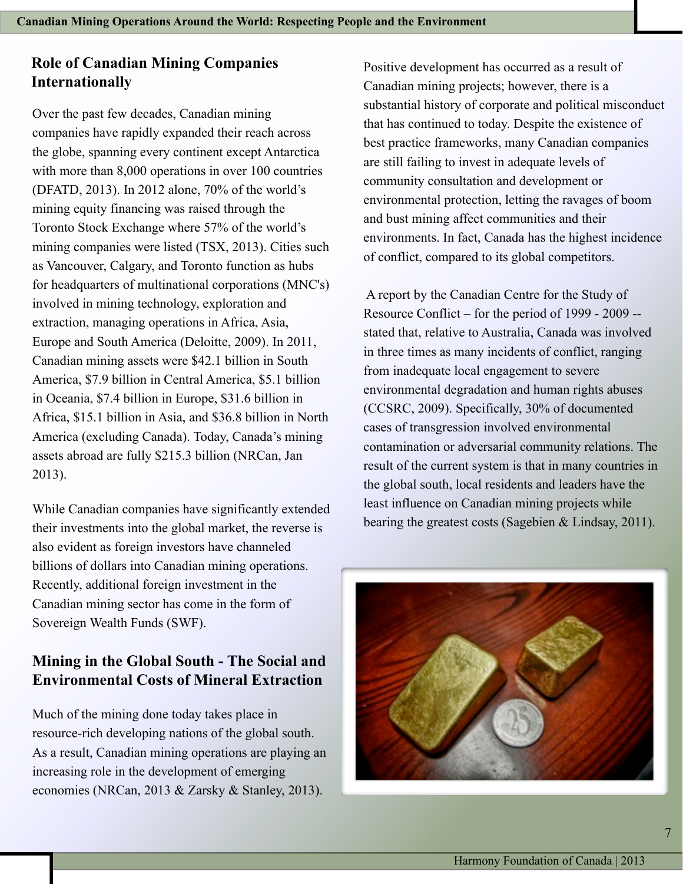## Role of Canadian Mining Companies Internationally

Over the past few decades, Canadian mining companies have rapidly expanded their reach across the globe, spanning every continent except Antarctica with more than 8,000 operations in over 100 countries (DFATD, 2013). In 2012 alone, 70% of the world's mining equity financing was raised through the Toronto Stock Exchange where 57% of the world's mining companies were listed (TSX, 2013). Cities such as Vancouver, Calgary, and Toronto function as hubs for headquarters of multinational corporations (MNC's) involved in mining technology, exploration and extraction, managing operations in Africa, Asia, Europe and South America (Deloitte, 2009). In 2011, Canadian mining assets were $42.1 billion in South America, $7.9 billion in Central America, $5.1 billion in Oceania, $7.4 billion in Europe, $31.6 billion in Africa, $15.1 billion in Asia, and $36.8 billion in North America (excluding Canada). Today, Canada's mining assets abroad are fully $215.3 billion (NRCan, Jan 2013).

While Canadian companies have significantly extended their investments into the global market, the reverse is also evident as foreign investors have channeled billions of dollars into Canadian mining operations. Recently, additional foreign investment in the Canadian mining sector has come in the form of Sovereign Wealth Funds (SWF).

## Mining in the Global South - The Social and Environmental Costs of Mineral Extraction

Much of the mining done today takes place in resource-rich developing nations of the global south. As a result, Canadian mining operations are playing an increasing role in the development of emerging economies (NRCan, 2013 & Zarsky & Stanley, 2013).

Positive development has occurred as a result of Canadian mining projects; however, there is a substantial history of corporate and political misconduct that has continued to today. Despite the existence of best practice frameworks, many Canadian companies are still failing to invest in adequate levels of community consultation and development or environmental protection, letting the ravages of boom and bust mining affect communities and their environments. In fact, Canada has the highest incidence of conflict, compared to its global competitors.

A report by the Canadian Centre for the Study of Resource Conflict – for the period of 1999 - 2009 -- stated that, relative to Australia, Canada was involved in three times as many incidents of conflict, ranging from inadequate local engagement to severe environmental degradation and human rights abuses (CCSRC, 2009). Specifically, 30% of documented cases of transgression involved environmental contamination or adversarial community relations. The result of the current system is that in many countries in the global south, local residents and leaders have the least influence on Canadian mining projects while bearing the greatest costs (Sagebien & Lindsay, 2011).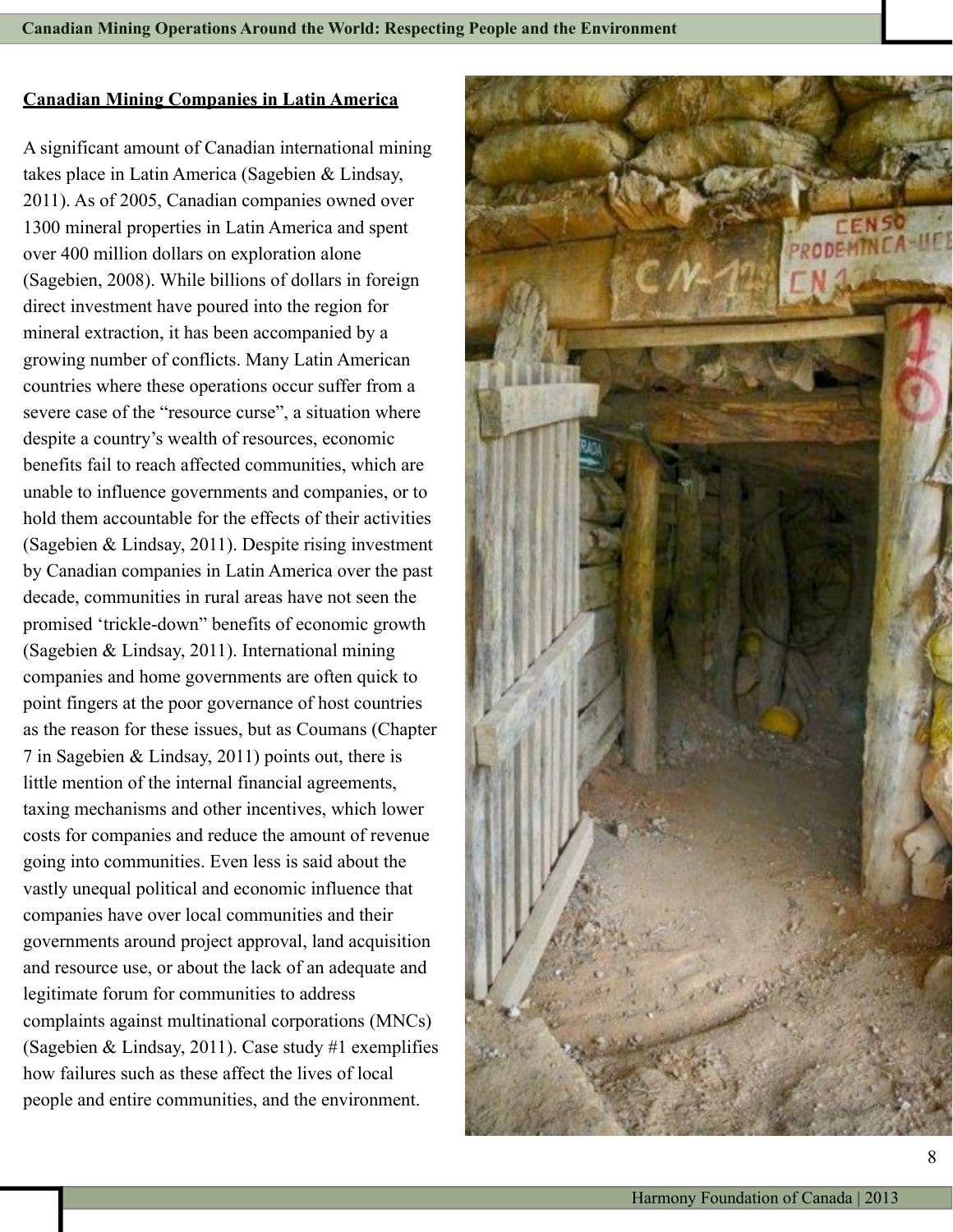## Canadian Mining Companies in Latin America

A significant amount of Canadian international mining takes place in Latin America (Sagebien & Lindsay, 2011). As of 2005, Canadian companies owned over 1300 mineral properties in Latin America and spent over 400 million dollars on exploration alone (Sagebien, 2008). While billions of dollars in foreign direct investment have poured into the region for mineral extraction, it has been accompanied by a growing number of conflicts. Many Latin American countries where these operations occur suffer from a severe case of the "resource curse", a situation where despite a country's wealth of resources, economic benefits fail to reach affected communities, which are unable to influence governments and companies, or to hold them accountable for the effects of their activities (Sagebien & Lindsay, 2011). Despite rising investment by Canadian companies in Latin America over the past decade, communities in rural areas have not seen the promised 'trickle-down" benefits of economic growth (Sagebien & Lindsay, 2011). International mining companies and home governments are often quick to point fingers at the poor governance of host countries as the reason for these issues, but as Coumans (Chapter 7 in Sagebien & Lindsay, 2011) points out, there is little mention of the internal financial agreements, taxing mechanisms and other incentives, which lower costs for companies and reduce the amount of revenue going into communities. Even less is said about the vastly unequal political and economic influence that companies have over local communities and their governments around project approval, land acquisition and resource use, or about the lack of an adequate and legitimate forum for communities to address complaints against multinational corporations (MNCs) (Sagebien & Lindsay, 2011). Case study #1 exemplifies how failures such as these affect the lives of local people and entire communities, and the environment.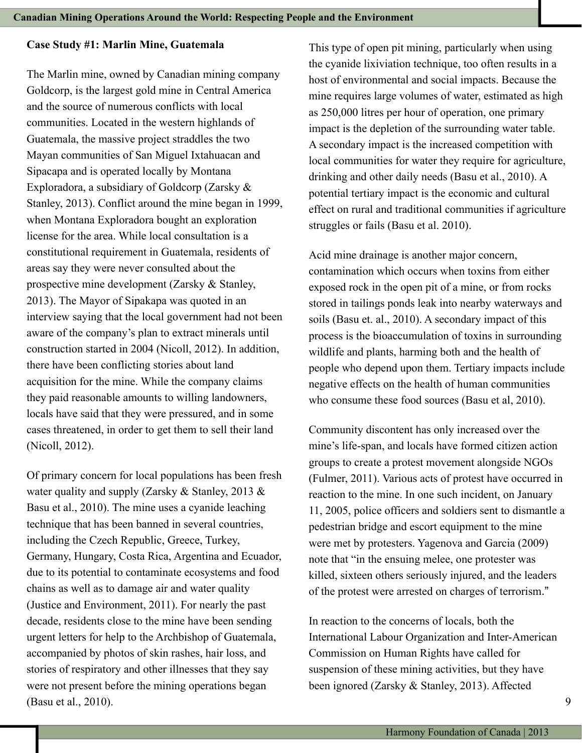### Case Study #1: Marlin Mine, Guatemala

The Marlin mine, owned by Canadian mining company Goldcorp, is the largest gold mine in Central America and the source of numerous conflicts with local communities. Located in the western highlands of Guatemala, the massive project straddles the two Mayan communities of San Miguel Ixtahuacan and Sipacapa and is operated locally by Montana Exploradora, a subsidiary of Goldcorp (Zarsky & Stanley, 2013). Conflict around the mine began in 1999, when Montana Exploradora bought an exploration license for the area. While local consultation is a constitutional requirement in Guatemala, residents of areas say they were never consulted about the prospective mine development (Zarsky & Stanley, 2013). The Mayor of Sipakapa was quoted in an interview saying that the local government had not been aware of the company's plan to extract minerals until construction started in 2004 (Nicoll, 2012). In addition, there have been conflicting stories about land acquisition for the mine. While the company claims they paid reasonable amounts to willing landowners, locals have said that they were pressured, and in some cases threatened, in order to get them to sell their land (Nicoll, 2012).

Of primary concern for local populations has been fresh water quality and supply (Zarsky & Stanley, 2013 & Basu et al., 2010). The mine uses a cyanide leaching technique that has been banned in several countries, including the Czech Republic, Greece, Turkey, Germany, Hungary, Costa Rica, Argentina and Ecuador, due to its potential to contaminate ecosystems and food chains as well as to damage air and water quality (Justice and Environment, 2011). For nearly the past decade, residents close to the mine have been sending urgent letters for help to the Archbishop of Guatemala, accompanied by photos of skin rashes, hair loss, and stories of respiratory and other illnesses that they say were not present before the mining operations began (Basu et al., 2010).

This type of open pit mining, particularly when using the cyanide lixiviation technique, too often results in a host of environmental and social impacts. Because the mine requires large volumes of water, estimated as high as 250,000 litres per hour of operation, one primary impact is the depletion of the surrounding water table. A secondary impact is the increased competition with local communities for water they require for agriculture, drinking and other daily needs (Basu et al., 2010). A potential tertiary impact is the economic and cultural effect on rural and traditional communities if agriculture struggles or fails (Basu et al. 2010).

Acid mine drainage is another major concern, contamination which occurs when toxins from either exposed rock in the open pit of a mine, or from rocks stored in tailings ponds leak into nearby waterways and soils (Basu et. al., 2010). A secondary impact of this process is the bioaccumulation of toxins in surrounding wildlife and plants, harming both and the health of people who depend upon them. Tertiary impacts include negative effects on the health of human communities who consume these food sources (Basu et al, 2010).

Community discontent has only increased over the mine's life-span, and locals have formed citizen action groups to create a protest movement alongside NGOs (Fulmer, 2011). Various acts of protest have occurred in reaction to the mine. In one such incident, on January 11, 2005, police officers and soldiers sent to dismantle a pedestrian bridge and escort equipment to the mine were met by protesters. Yagenova and Garcia (2009) note that "in the ensuing melee, one protester was killed, sixteen others seriously injured, and the leaders of the protest were arrested on charges of terrorism."

In reaction to the concerns of locals, both the International Labour Organization and Inter-American Commission on Human Rights have called for suspension of these mining activities, but they have been ignored (Zarsky & Stanley, 2013). Affected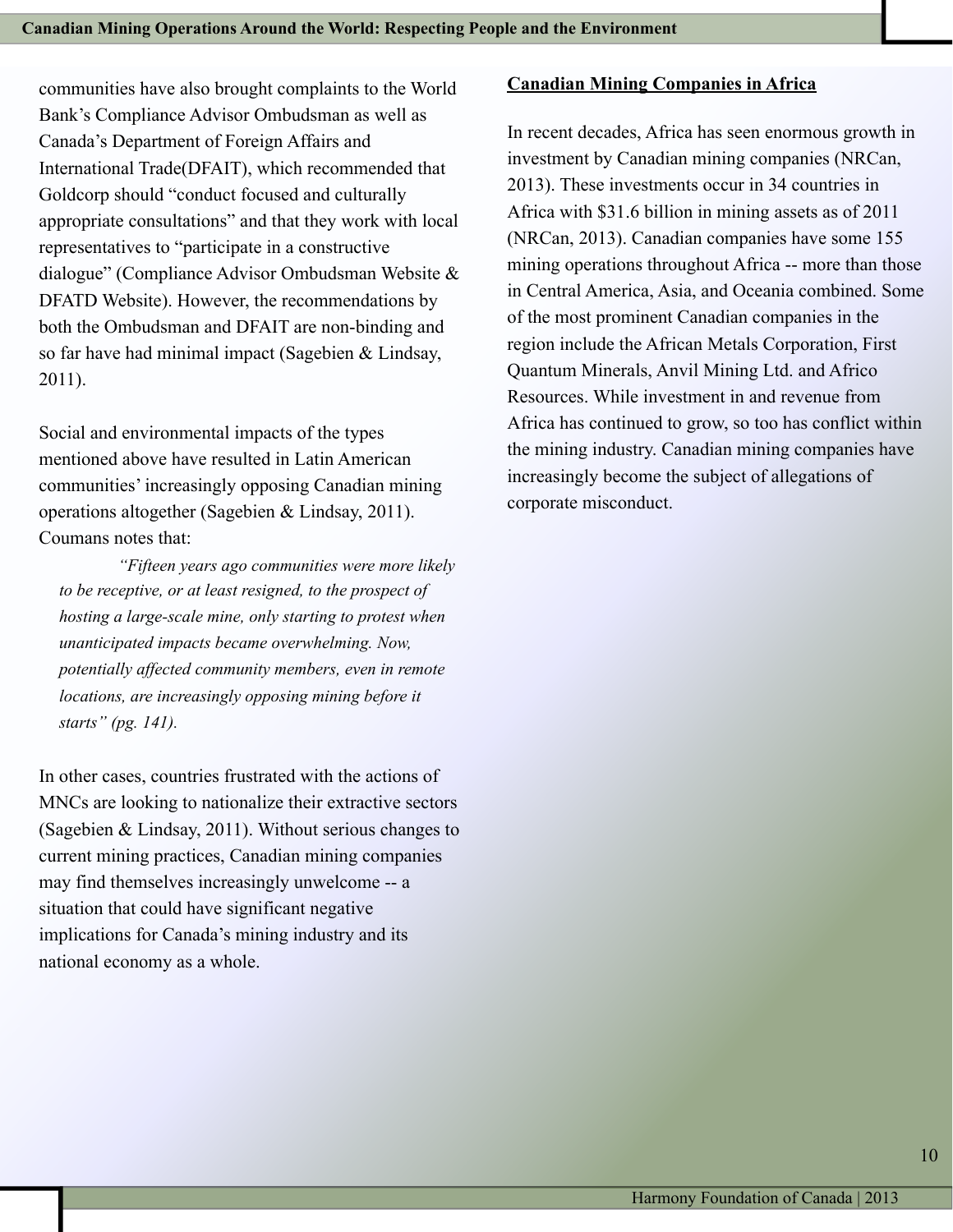communities have also brought complaints to the World Bank's Compliance Advisor Ombudsman as well as Canada's Department of Foreign Affairs and International Trade(DFAIT), which recommended that Goldcorp should "conduct focused and culturally appropriate consultations" and that they work with local representatives to "participate in a constructive dialogue" (Compliance Advisor Ombudsman Website & DFATD Website). However, the recommendations by both the Ombudsman and DFAIT are non-binding and so far have had minimal impact (Sagebien & Lindsay, 2011).

Social and environmental impacts of the types mentioned above have resulted in Latin American communities' increasingly opposing Canadian mining operations altogether (Sagebien & Lindsay, 2011). Coumans notes that:

> *"Fifteen years ago communities were more likely to be receptive, or at least resigned, to the prospect of hosting a large-scale mine, only starting to protest when unanticipated impacts became overwhelming. Now, potentially affected community members, even in remote locations, are increasingly opposing mining before it starts" (pg. 141).*

In other cases, countries frustrated with the actions of MNCs are looking to nationalize their extractive sectors (Sagebien & Lindsay, 2011). Without serious changes to current mining practices, Canadian mining companies may find themselves increasingly unwelcome -- a situation that could have significant negative implications for Canada's mining industry and its national economy as a whole.

## Canadian Mining Companies in Africa

In recent decades, Africa has seen enormous growth in investment by Canadian mining companies (NRCan, 2013). These investments occur in 34 countries in Africa with $31.6 billion in mining assets as of 2011 (NRCan, 2013). Canadian companies have some 155 mining operations throughout Africa -- more than those in Central America, Asia, and Oceania combined. Some of the most prominent Canadian companies in the region include the African Metals Corporation, First Quantum Minerals, Anvil Mining Ltd. and Africo Resources. While investment in and revenue from Africa has continued to grow, so too has conflict within the mining industry. Canadian mining companies have increasingly become the subject of allegations of corporate misconduct.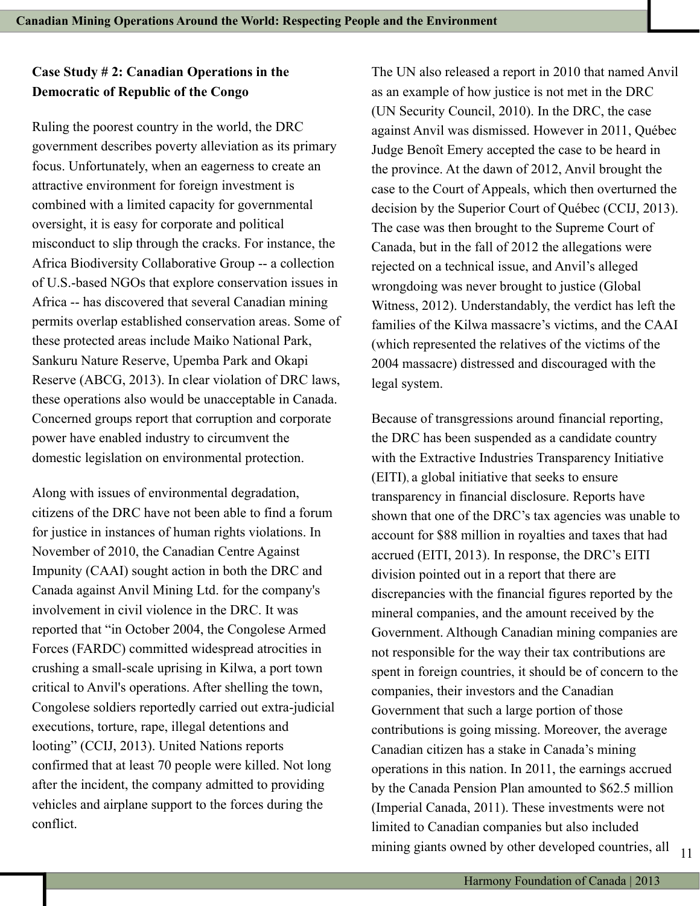### Case Study # 2: Canadian Operations in the Democratic of Republic of the Congo

Ruling the poorest country in the world, the DRC government describes poverty alleviation as its primary focus. Unfortunately, when an eagerness to create an attractive environment for foreign investment is combined with a limited capacity for governmental oversight, it is easy for corporate and political misconduct to slip through the cracks. For instance, the Africa Biodiversity Collaborative Group -- a collection of U.S.-based NGOs that explore conservation issues in Africa -- has discovered that several Canadian mining permits overlap established conservation areas. Some of these protected areas include Maiko National Park, Sankuru Nature Reserve, Upemba Park and Okapi Reserve (ABCG, 2013). In clear violation of DRC laws, these operations also would be unacceptable in Canada. Concerned groups report that corruption and corporate power have enabled industry to circumvent the domestic legislation on environmental protection.

Along with issues of environmental degradation, citizens of the DRC have not been able to find a forum for justice in instances of human rights violations. In November of 2010, the Canadian Centre Against Impunity (CAAI) sought action in both the DRC and Canada against Anvil Mining Ltd. for the company's involvement in civil violence in the DRC. It was reported that "in October 2004, the Congolese Armed Forces (FARDC) committed widespread atrocities in crushing a small-scale uprising in Kilwa, a port town critical to Anvil's operations. After shelling the town, Congolese soldiers reportedly carried out extra-judicial executions, torture, rape, illegal detentions and looting" (CCIJ, 2013). United Nations reports confirmed that at least 70 people were killed. Not long after the incident, the company admitted to providing vehicles and airplane support to the forces during the conflict.

The UN also released a report in 2010 that named Anvil as an example of how justice is not met in the DRC (UN Security Council, 2010). In the DRC, the case against Anvil was dismissed. However in 2011, Québec Judge Benoît Emery accepted the case to be heard in the province. At the dawn of 2012, Anvil brought the case to the Court of Appeals, which then overturned the decision by the Superior Court of Québec (CCIJ, 2013). The case was then brought to the Supreme Court of Canada, but in the fall of 2012 the allegations were rejected on a technical issue, and Anvil's alleged wrongdoing was never brought to justice (Global Witness, 2012). Understandably, the verdict has left the families of the Kilwa massacre's victims, and the CAAI (which represented the relatives of the victims of the 2004 massacre) distressed and discouraged with the legal system.

Because of transgressions around financial reporting, the DRC has been suspended as a candidate country with the Extractive Industries Transparency Initiative (EITI), a global initiative that seeks to ensure transparency in financial disclosure. Reports have shown that one of the DRC's tax agencies was unable to account for $88 million in royalties and taxes that had accrued (EITI, 2013). In response, the DRC's EITI division pointed out in a report that there are discrepancies with the financial figures reported by the mineral companies, and the amount received by the Government. Although Canadian mining companies are not responsible for the way their tax contributions are spent in foreign countries, it should be of concern to the companies, their investors and the Canadian Government that such a large portion of those contributions is going missing. Moreover, the average Canadian citizen has a stake in Canada's mining operations in this nation. In 2011, the earnings accrued by the Canada Pension Plan amounted to $62.5 million (Imperial Canada, 2011). These investments were not limited to Canadian companies but also included mining giants owned by other developed countries, all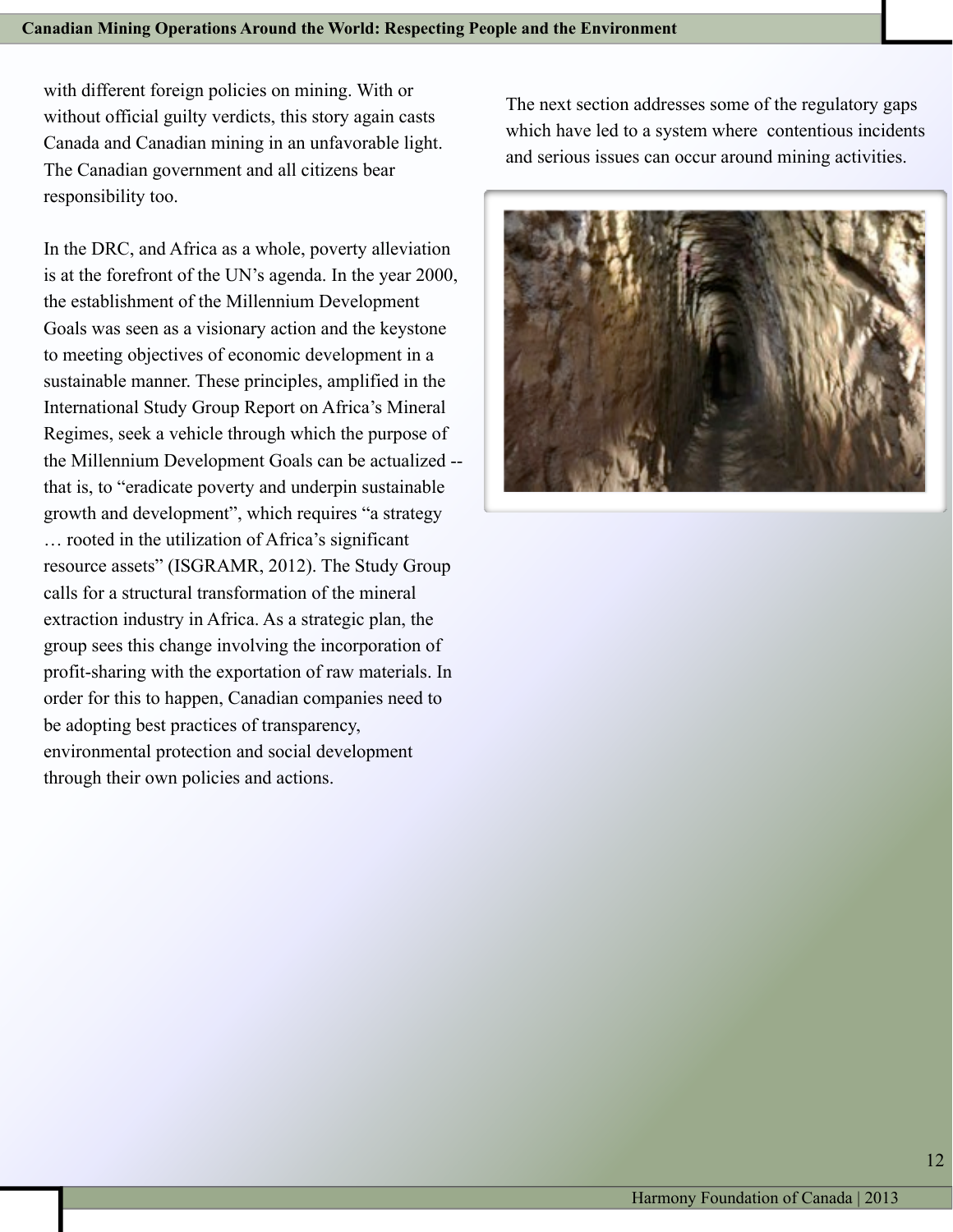with different foreign policies on mining. With or without official guilty verdicts, this story again casts Canada and Canadian mining in an unfavorable light. The Canadian government and all citizens bear responsibility too.

In the DRC, and Africa as a whole, poverty alleviation is at the forefront of the UN's agenda. In the year 2000, the establishment of the Millennium Development Goals was seen as a visionary action and the keystone to meeting objectives of economic development in a sustainable manner. These principles, amplified in the International Study Group Report on Africa's Mineral Regimes, seek a vehicle through which the purpose of the Millennium Development Goals can be actualized -- that is, to "eradicate poverty and underpin sustainable growth and development", which requires "a strategy … rooted in the utilization of Africa's significant resource assets" (ISGRAMR, 2012). The Study Group calls for a structural transformation of the mineral extraction industry in Africa. As a strategic plan, the group sees this change involving the incorporation of profit-sharing with the exportation of raw materials. In order for this to happen, Canadian companies need to be adopting best practices of transparency, environmental protection and social development through their own policies and actions.

The next section addresses some of the regulatory gaps which have led to a system where contentious incidents and serious issues can occur around mining activities.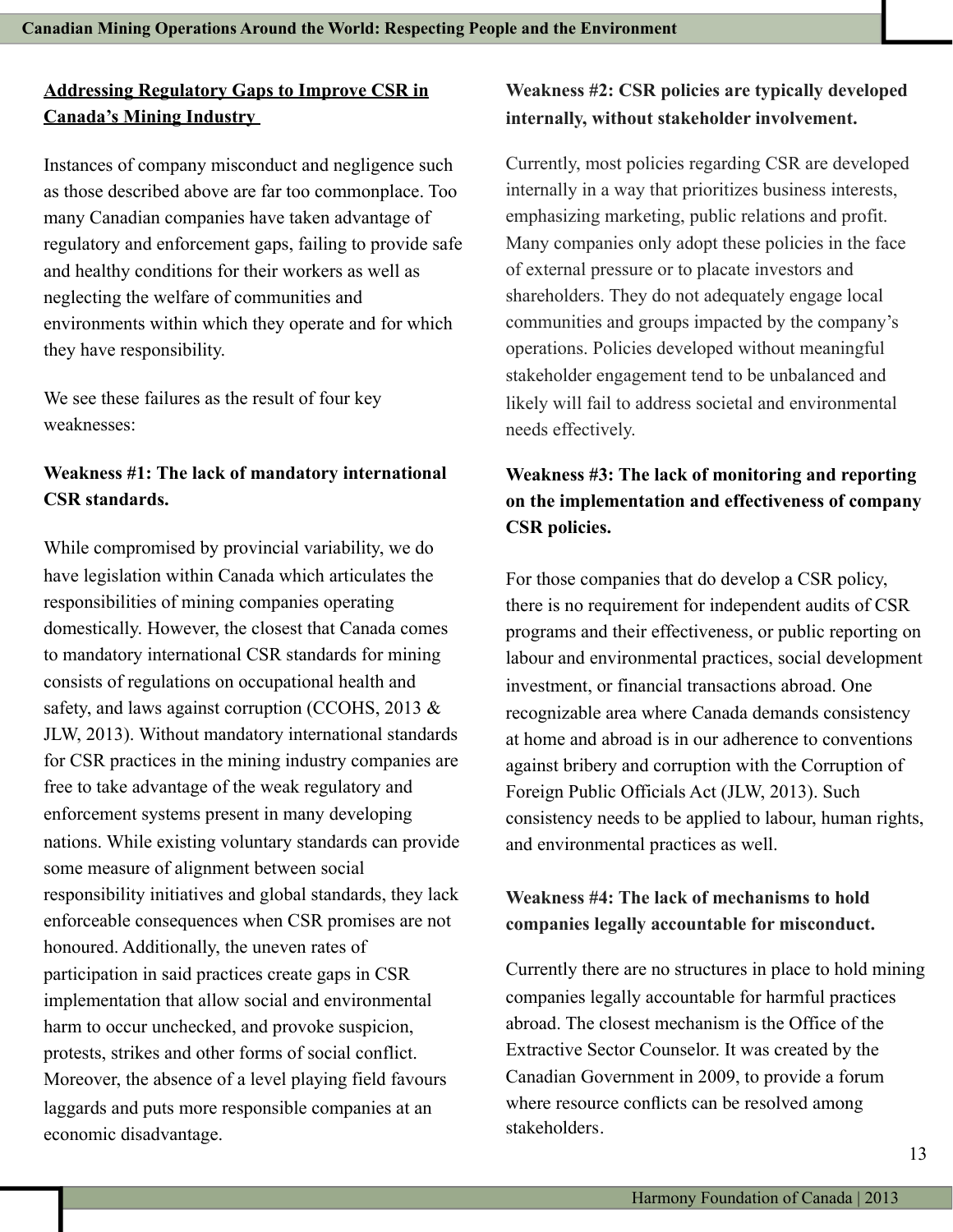## Addressing Regulatory Gaps to Improve CSR in Canada's Mining Industry

Instances of company misconduct and negligence such as those described above are far too commonplace. Too many Canadian companies have taken advantage of regulatory and enforcement gaps, failing to provide safe and healthy conditions for their workers as well as neglecting the welfare of communities and environments within which they operate and for which they have responsibility.

We see these failures as the result of four key weaknesses:

### Weakness #1: The lack of mandatory international CSR standards.

While compromised by provincial variability, we do have legislation within Canada which articulates the responsibilities of mining companies operating domestically. However, the closest that Canada comes to mandatory international CSR standards for mining consists of regulations on occupational health and safety, and laws against corruption (CCOHS, 2013 & JLW, 2013). Without mandatory international standards for CSR practices in the mining industry companies are free to take advantage of the weak regulatory and enforcement systems present in many developing nations. While existing voluntary standards can provide some measure of alignment between social responsibility initiatives and global standards, they lack enforceable consequences when CSR promises are not honoured. Additionally, the uneven rates of participation in said practices create gaps in CSR implementation that allow social and environmental harm to occur unchecked, and provoke suspicion, protests, strikes and other forms of social conflict. Moreover, the absence of a level playing field favours laggards and puts more responsible companies at an economic disadvantage.

### Weakness #2: CSR policies are typically developed internally, without stakeholder involvement.

Currently, most policies regarding CSR are developed internally in a way that prioritizes business interests, emphasizing marketing, public relations and profit. Many companies only adopt these policies in the face of external pressure or to placate investors and shareholders. They do not adequately engage local communities and groups impacted by the company's operations. Policies developed without meaningful stakeholder engagement tend to be unbalanced and likely will fail to address societal and environmental needs effectively.

### Weakness #3: The lack of monitoring and reporting on the implementation and effectiveness of company CSR policies.

For those companies that do develop a CSR policy, there is no requirement for independent audits of CSR programs and their effectiveness, or public reporting on labour and environmental practices, social development investment, or financial transactions abroad. One recognizable area where Canada demands consistency at home and abroad is in our adherence to conventions against bribery and corruption with the Corruption of Foreign Public Officials Act (JLW, 2013). Such consistency needs to be applied to labour, human rights, and environmental practices as well.

### Weakness #4: The lack of mechanisms to hold companies legally accountable for misconduct.

Currently there are no structures in place to hold mining companies legally accountable for harmful practices abroad. The closest mechanism is the Office of the Extractive Sector Counselor. It was created by the Canadian Government in 2009, to provide a forum where resource conflicts can be resolved among stakeholders.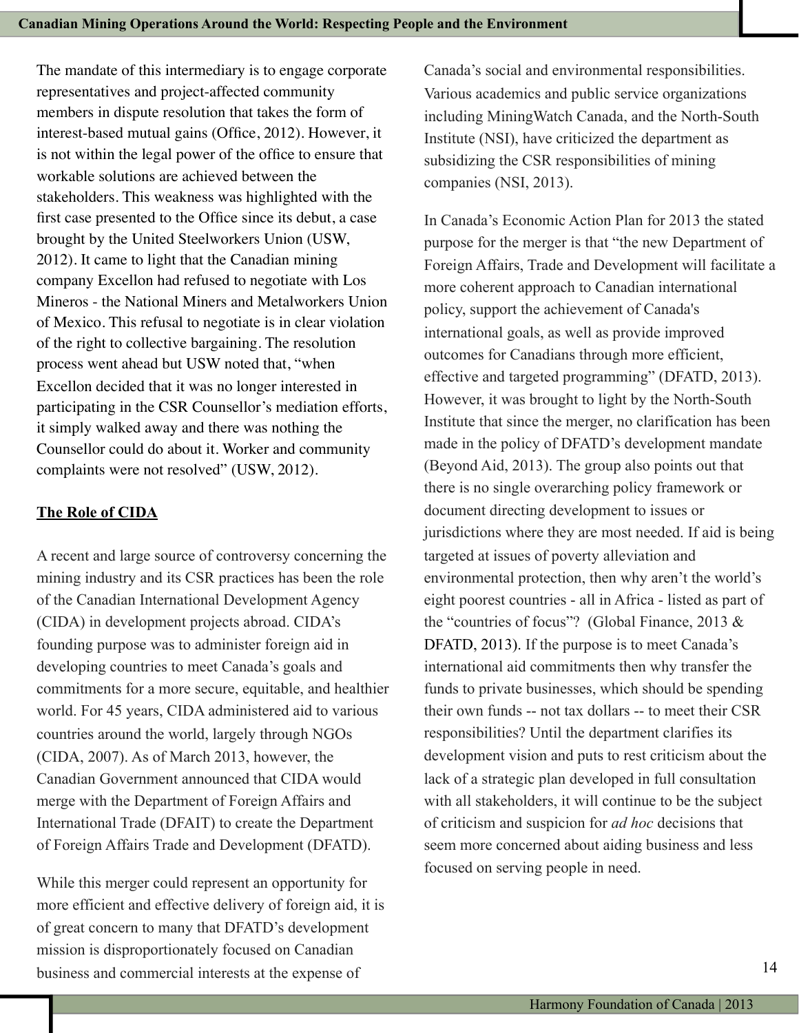The mandate of this intermediary is to engage corporate representatives and project-affected community members in dispute resolution that takes the form of interest-based mutual gains (Office, 2012). However, it is not within the legal power of the office to ensure that workable solutions are achieved between the stakeholders. This weakness was highlighted with the first case presented to the Office since its debut, a case brought by the United Steelworkers Union (USW, 2012). It came to light that the Canadian mining company Excellon had refused to negotiate with Los Mineros - the National Miners and Metalworkers Union of Mexico. This refusal to negotiate is in clear violation of the right to collective bargaining. The resolution process went ahead but USW noted that, "when Excellon decided that it was no longer interested in participating in the CSR Counsellor's mediation efforts, it simply walked away and there was nothing the Counsellor could do about it. Worker and community complaints were not resolved" (USW, 2012).

## The Role of CIDA

A recent and large source of controversy concerning the mining industry and its CSR practices has been the role of the Canadian International Development Agency (CIDA) in development projects abroad. CIDA's founding purpose was to administer foreign aid in developing countries to meet Canada's goals and commitments for a more secure, equitable, and healthier world. For 45 years, CIDA administered aid to various countries around the world, largely through NGOs (CIDA, 2007). As of March 2013, however, the Canadian Government announced that CIDA would merge with the Department of Foreign Affairs and International Trade (DFAIT) to create the Department of Foreign Affairs Trade and Development (DFATD).

While this merger could represent an opportunity for more efficient and effective delivery of foreign aid, it is of great concern to many that DFATD's development mission is disproportionately focused on Canadian business and commercial interests at the expense of Canada's social and environmental responsibilities. Various academics and public service organizations including MiningWatch Canada, and the North-South Institute (NSI), have criticized the department as subsidizing the CSR responsibilities of mining companies (NSI, 2013).

In Canada's Economic Action Plan for 2013 the stated purpose for the merger is that "the new Department of Foreign Affairs, Trade and Development will facilitate a more coherent approach to Canadian international policy, support the achievement of Canada's international goals, as well as provide improved outcomes for Canadians through more efficient, effective and targeted programming" (DFATD, 2013). However, it was brought to light by the North-South Institute that since the merger, no clarification has been made in the policy of DFATD's development mandate (Beyond Aid, 2013). The group also points out that there is no single overarching policy framework or document directing development to issues or jurisdictions where they are most needed. If aid is being targeted at issues of poverty alleviation and environmental protection, then why aren't the world's eight poorest countries - all in Africa - listed as part of the "countries of focus"? (Global Finance, 2013 & DFATD, 2013). If the purpose is to meet Canada's international aid commitments then why transfer the funds to private businesses, which should be spending their own funds -- not tax dollars -- to meet their CSR responsibilities? Until the department clarifies its development vision and puts to rest criticism about the lack of a strategic plan developed in full consultation with all stakeholders, it will continue to be the subject of criticism and suspicion for *ad hoc* decisions that seem more concerned about aiding business and less focused on serving people in need.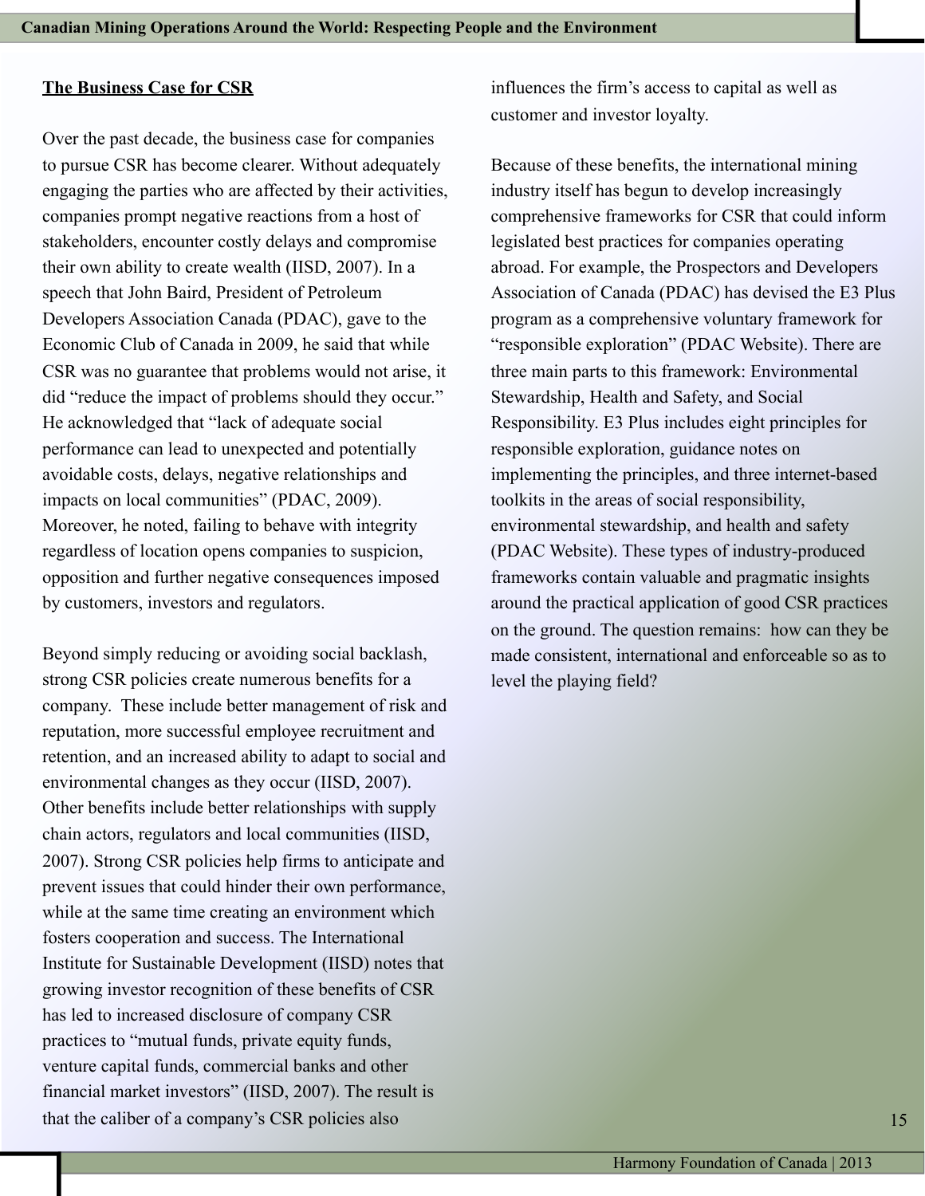## The Business Case for CSR

Over the past decade, the business case for companies to pursue CSR has become clearer. Without adequately engaging the parties who are affected by their activities, companies prompt negative reactions from a host of stakeholders, encounter costly delays and compromise their own ability to create wealth (IISD, 2007). In a speech that John Baird, President of Petroleum Developers Association Canada (PDAC), gave to the Economic Club of Canada in 2009, he said that while CSR was no guarantee that problems would not arise, it did "reduce the impact of problems should they occur." He acknowledged that "lack of adequate social performance can lead to unexpected and potentially avoidable costs, delays, negative relationships and impacts on local communities" (PDAC, 2009). Moreover, he noted, failing to behave with integrity regardless of location opens companies to suspicion, opposition and further negative consequences imposed by customers, investors and regulators.

Beyond simply reducing or avoiding social backlash, strong CSR policies create numerous benefits for a company. These include better management of risk and reputation, more successful employee recruitment and retention, and an increased ability to adapt to social and environmental changes as they occur (IISD, 2007). Other benefits include better relationships with supply chain actors, regulators and local communities (IISD, 2007). Strong CSR policies help firms to anticipate and prevent issues that could hinder their own performance, while at the same time creating an environment which fosters cooperation and success. The International Institute for Sustainable Development (IISD) notes that growing investor recognition of these benefits of CSR has led to increased disclosure of company CSR practices to "mutual funds, private equity funds, venture capital funds, commercial banks and other financial market investors" (IISD, 2007). The result is that the caliber of a company's CSR policies also influences the firm's access to capital as well as customer and investor loyalty.

Because of these benefits, the international mining industry itself has begun to develop increasingly comprehensive frameworks for CSR that could inform legislated best practices for companies operating abroad. For example, the Prospectors and Developers Association of Canada (PDAC) has devised the E3 Plus program as a comprehensive voluntary framework for "responsible exploration" (PDAC Website). There are three main parts to this framework: Environmental Stewardship, Health and Safety, and Social Responsibility. E3 Plus includes eight principles for responsible exploration, guidance notes on implementing the principles, and three internet-based toolkits in the areas of social responsibility, environmental stewardship, and health and safety (PDAC Website). These types of industry-produced frameworks contain valuable and pragmatic insights around the practical application of good CSR practices on the ground. The question remains: how can they be made consistent, international and enforceable so as to level the playing field?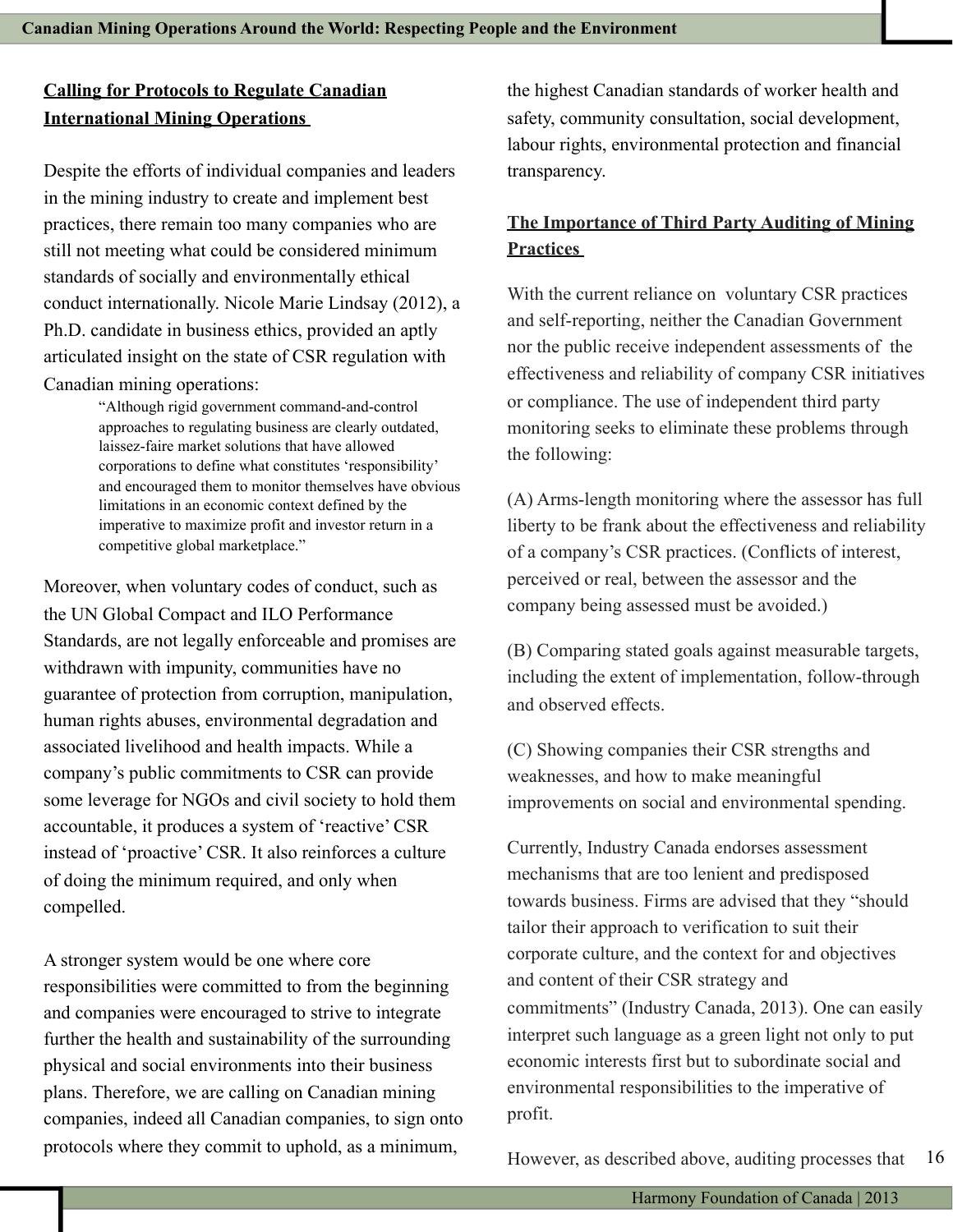## Calling for Protocols to Regulate Canadian International Mining Operations

Despite the efforts of individual companies and leaders in the mining industry to create and implement best practices, there remain too many companies who are still not meeting what could be considered minimum standards of socially and environmentally ethical conduct internationally. Nicole Marie Lindsay (2012), a Ph.D. candidate in business ethics, provided an aptly articulated insight on the state of CSR regulation with Canadian mining operations:

> "Although rigid government command-and-control approaches to regulating business are clearly outdated, laissez-faire market solutions that have allowed corporations to define what constitutes 'responsibility' and encouraged them to monitor themselves have obvious limitations in an economic context defined by the imperative to maximize profit and investor return in a competitive global marketplace."

Moreover, when voluntary codes of conduct, such as the UN Global Compact and ILO Performance Standards, are not legally enforceable and promises are withdrawn with impunity, communities have no guarantee of protection from corruption, manipulation, human rights abuses, environmental degradation and associated livelihood and health impacts. While a company's public commitments to CSR can provide some leverage for NGOs and civil society to hold them accountable, it produces a system of 'reactive' CSR instead of 'proactive' CSR. It also reinforces a culture of doing the minimum required, and only when compelled.

A stronger system would be one where core responsibilities were committed to from the beginning and companies were encouraged to strive to integrate further the health and sustainability of the surrounding physical and social environments into their business plans. Therefore, we are calling on Canadian mining companies, indeed all Canadian companies, to sign onto protocols where they commit to uphold, as a minimum, the highest Canadian standards of worker health and safety, community consultation, social development, labour rights, environmental protection and financial transparency.

## The Importance of Third Party Auditing of Mining Practices

With the current reliance on voluntary CSR practices and self-reporting, neither the Canadian Government nor the public receive independent assessments of the effectiveness and reliability of company CSR initiatives or compliance. The use of independent third party monitoring seeks to eliminate these problems through the following:

(A) Arms-length monitoring where the assessor has full liberty to be frank about the effectiveness and reliability of a company's CSR practices. (Conflicts of interest, perceived or real, between the assessor and the company being assessed must be avoided.)

(B) Comparing stated goals against measurable targets, including the extent of implementation, follow-through and observed effects.

(C) Showing companies their CSR strengths and weaknesses, and how to make meaningful improvements on social and environmental spending.

Currently, Industry Canada endorses assessment mechanisms that are too lenient and predisposed towards business. Firms are advised that they "should tailor their approach to verification to suit their corporate culture, and the context for and objectives and content of their CSR strategy and commitments" (Industry Canada, 2013). One can easily interpret such language as a green light not only to put economic interests first but to subordinate social and environmental responsibilities to the imperative of profit.

However, as described above, auditing processes that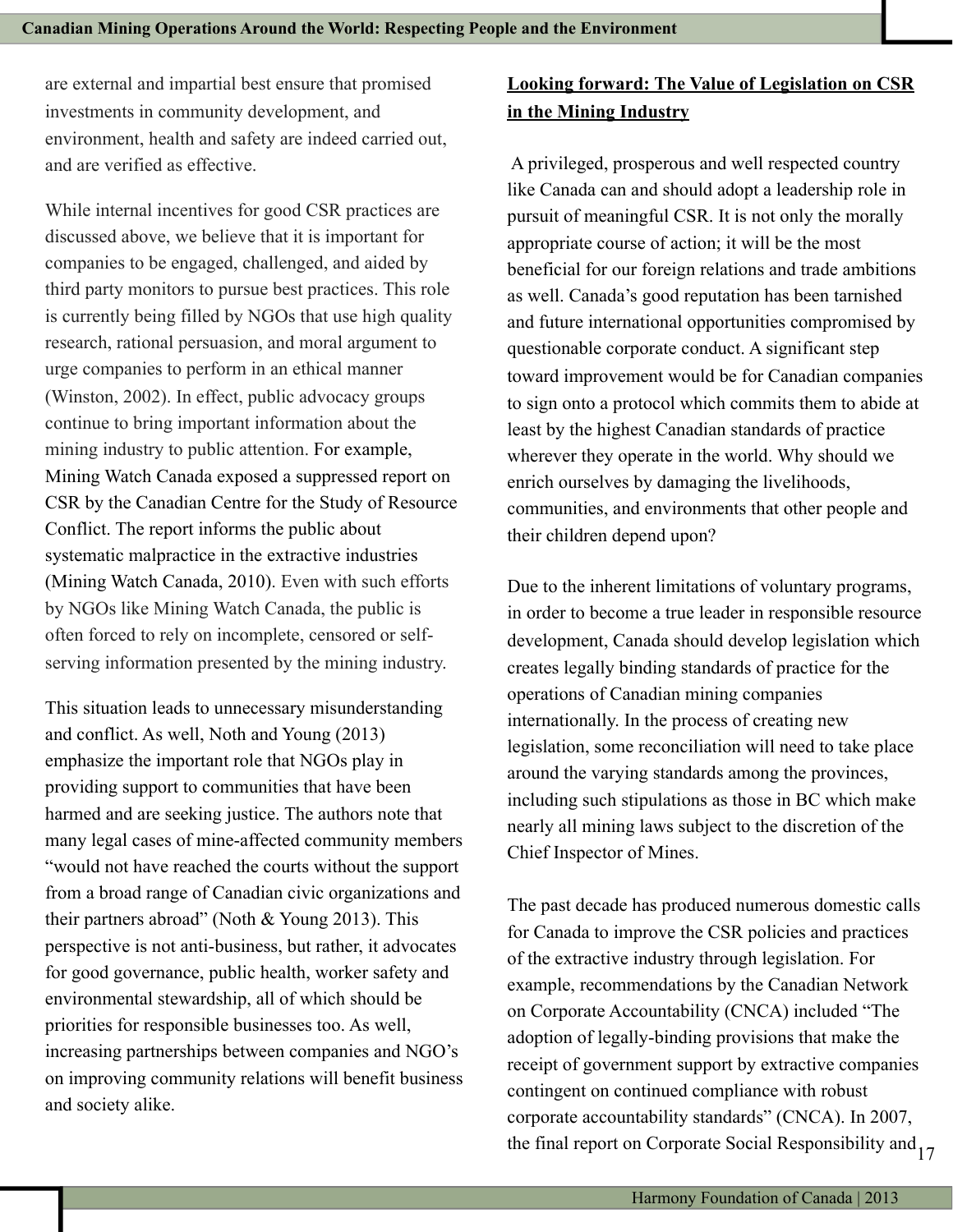are external and impartial best ensure that promised investments in community development, and environment, health and safety are indeed carried out, and are verified as effective.

While internal incentives for good CSR practices are discussed above, we believe that it is important for companies to be engaged, challenged, and aided by third party monitors to pursue best practices. This role is currently being filled by NGOs that use high quality research, rational persuasion, and moral argument to urge companies to perform in an ethical manner (Winston, 2002). In effect, public advocacy groups continue to bring important information about the mining industry to public attention. For example, Mining Watch Canada exposed a suppressed report on CSR by the Canadian Centre for the Study of Resource Conflict. The report informs the public about systematic malpractice in the extractive industries (Mining Watch Canada, 2010). Even with such efforts by NGOs like Mining Watch Canada, the public is often forced to rely on incomplete, censored or self-serving information presented by the mining industry.

This situation leads to unnecessary misunderstanding and conflict. As well, Noth and Young (2013) emphasize the important role that NGOs play in providing support to communities that have been harmed and are seeking justice. The authors note that many legal cases of mine-affected community members "would not have reached the courts without the support from a broad range of Canadian civic organizations and their partners abroad" (Noth & Young 2013). This perspective is not anti-business, but rather, it advocates for good governance, public health, worker safety and environmental stewardship, all of which should be priorities for responsible businesses too. As well, increasing partnerships between companies and NGO's on improving community relations will benefit business and society alike.

## Looking forward: The Value of Legislation on CSR in the Mining Industry

A privileged, prosperous and well respected country like Canada can and should adopt a leadership role in pursuit of meaningful CSR. It is not only the morally appropriate course of action; it will be the most beneficial for our foreign relations and trade ambitions as well. Canada's good reputation has been tarnished and future international opportunities compromised by questionable corporate conduct. A significant step toward improvement would be for Canadian companies to sign onto a protocol which commits them to abide at least by the highest Canadian standards of practice wherever they operate in the world. Why should we enrich ourselves by damaging the livelihoods, communities, and environments that other people and their children depend upon?

Due to the inherent limitations of voluntary programs, in order to become a true leader in responsible resource development, Canada should develop legislation which creates legally binding standards of practice for the operations of Canadian mining companies internationally. In the process of creating new legislation, some reconciliation will need to take place around the varying standards among the provinces, including such stipulations as those in BC which make nearly all mining laws subject to the discretion of the Chief Inspector of Mines.

The past decade has produced numerous domestic calls for Canada to improve the CSR policies and practices of the extractive industry through legislation. For example, recommendations by the Canadian Network on Corporate Accountability (CNCA) included "The adoption of legally-binding provisions that make the receipt of government support by extractive companies contingent on continued compliance with robust corporate accountability standards" (CNCA). In 2007, the final report on Corporate Social Responsibility and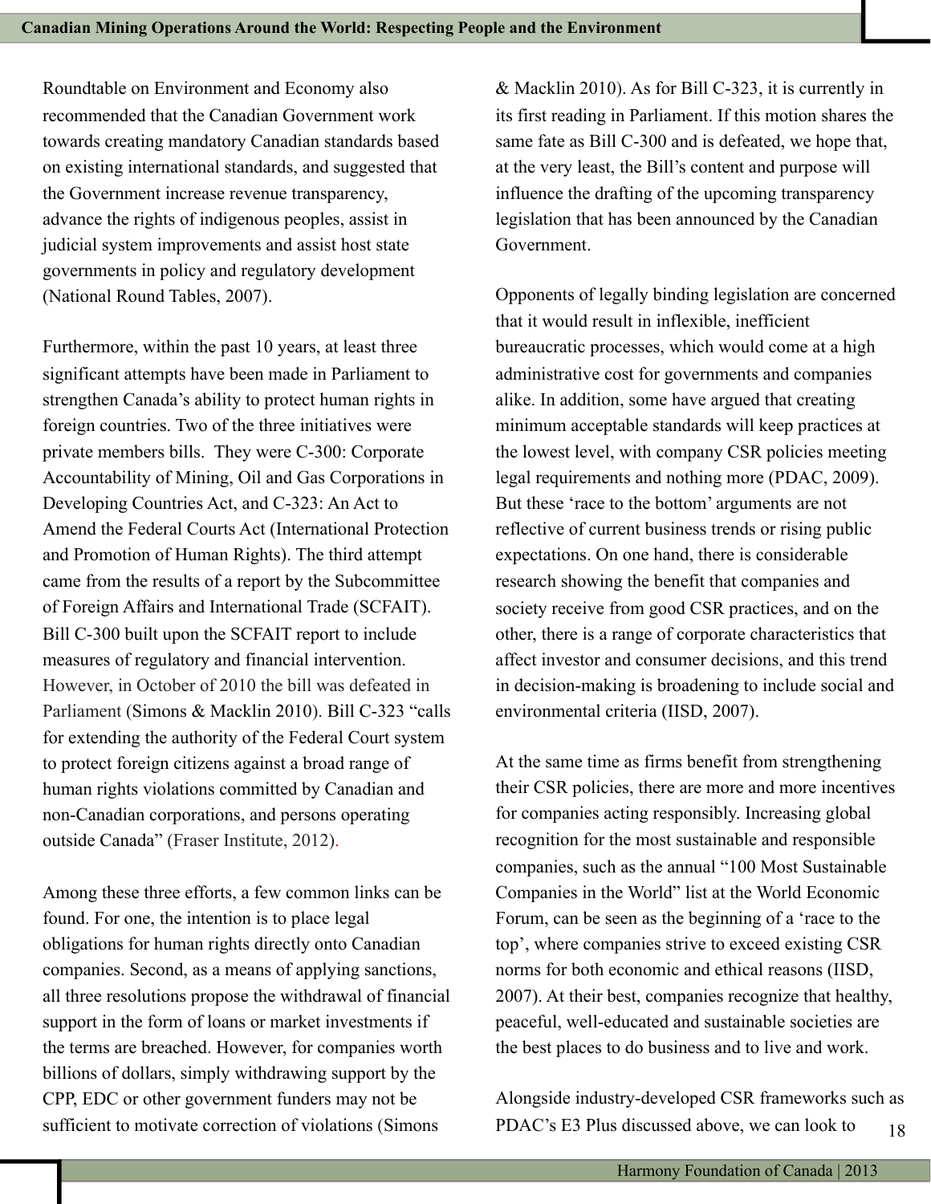Roundtable on Environment and Economy also recommended that the Canadian Government work towards creating mandatory Canadian standards based on existing international standards, and suggested that the Government increase revenue transparency, advance the rights of indigenous peoples, assist in judicial system improvements and assist host state governments in policy and regulatory development (National Round Tables, 2007).

Furthermore, within the past 10 years, at least three significant attempts have been made in Parliament to strengthen Canada's ability to protect human rights in foreign countries. Two of the three initiatives were private members bills. They were C-300: Corporate Accountability of Mining, Oil and Gas Corporations in Developing Countries Act, and C-323: An Act to Amend the Federal Courts Act (International Protection and Promotion of Human Rights). The third attempt came from the results of a report by the Subcommittee of Foreign Affairs and International Trade (SCFAIT). Bill C-300 built upon the SCFAIT report to include measures of regulatory and financial intervention. However, in October of 2010 the bill was defeated in Parliament (Simons & Macklin 2010). Bill C-323 "calls for extending the authority of the Federal Court system to protect foreign citizens against a broad range of human rights violations committed by Canadian and non-Canadian corporations, and persons operating outside Canada" (Fraser Institute, 2012).

Among these three efforts, a few common links can be found. For one, the intention is to place legal obligations for human rights directly onto Canadian companies. Second, as a means of applying sanctions, all three resolutions propose the withdrawal of financial support in the form of loans or market investments if the terms are breached. However, for companies worth billions of dollars, simply withdrawing support by the CPP, EDC or other government funders may not be sufficient to motivate correction of violations (Simons & Macklin 2010). As for Bill C-323, it is currently in its first reading in Parliament. If this motion shares the same fate as Bill C-300 and is defeated, we hope that, at the very least, the Bill's content and purpose will influence the drafting of the upcoming transparency legislation that has been announced by the Canadian Government.

Opponents of legally binding legislation are concerned that it would result in inflexible, inefficient bureaucratic processes, which would come at a high administrative cost for governments and companies alike. In addition, some have argued that creating minimum acceptable standards will keep practices at the lowest level, with company CSR policies meeting legal requirements and nothing more (PDAC, 2009). But these 'race to the bottom' arguments are not reflective of current business trends or rising public expectations. On one hand, there is considerable research showing the benefit that companies and society receive from good CSR practices, and on the other, there is a range of corporate characteristics that affect investor and consumer decisions, and this trend in decision-making is broadening to include social and environmental criteria (IISD, 2007).

At the same time as firms benefit from strengthening their CSR policies, there are more and more incentives for companies acting responsibly. Increasing global recognition for the most sustainable and responsible companies, such as the annual "100 Most Sustainable Companies in the World" list at the World Economic Forum, can be seen as the beginning of a 'race to the top', where companies strive to exceed existing CSR norms for both economic and ethical reasons (IISD, 2007). At their best, companies recognize that healthy, peaceful, well-educated and sustainable societies are the best places to do business and to live and work.

Alongside industry-developed CSR frameworks such as PDAC's E3 Plus discussed above, we can look to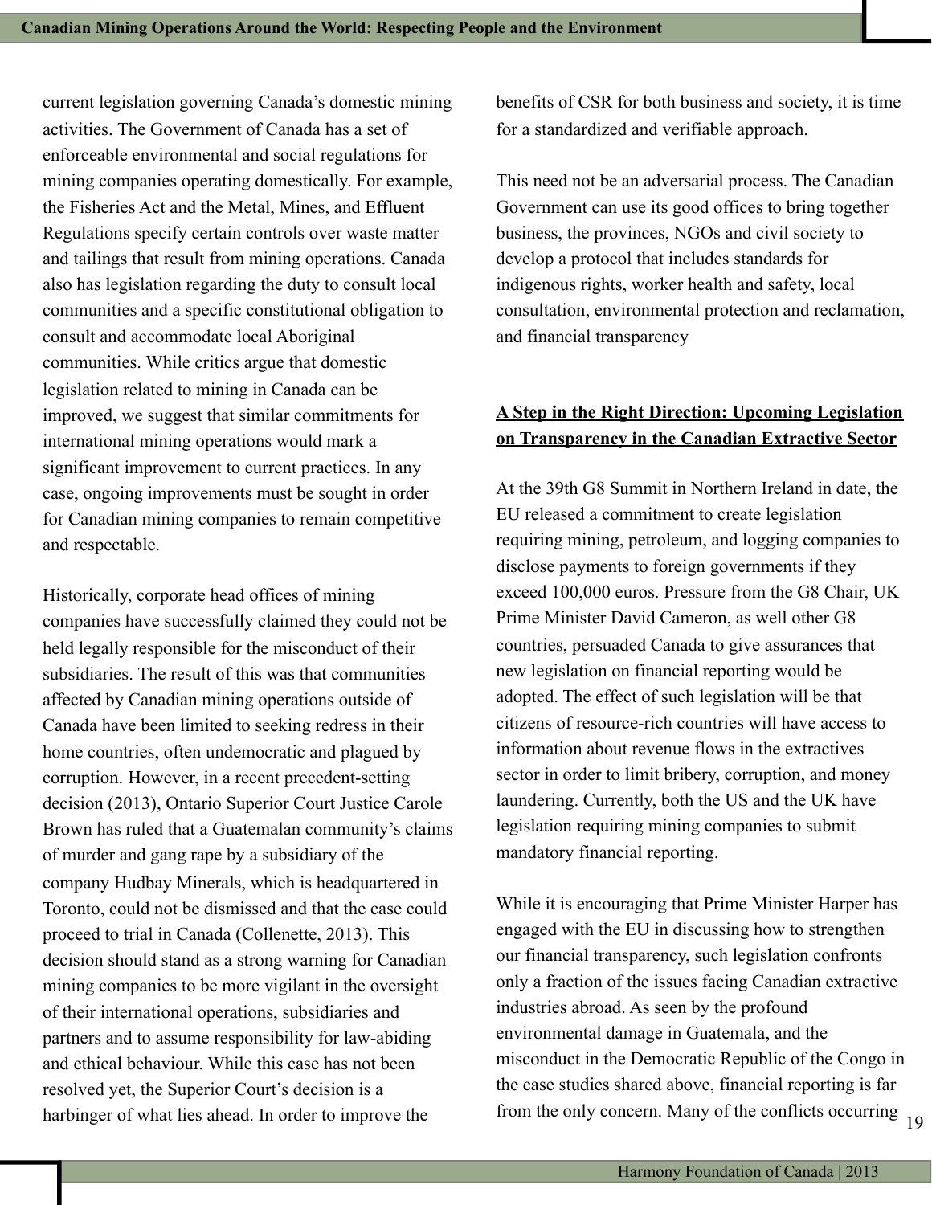current legislation governing Canada's domestic mining activities. The Government of Canada has a set of enforceable environmental and social regulations for mining companies operating domestically. For example, the Fisheries Act and the Metal, Mines, and Effluent Regulations specify certain controls over waste matter and tailings that result from mining operations. Canada also has legislation regarding the duty to consult local communities and a specific constitutional obligation to consult and accommodate local Aboriginal communities. While critics argue that domestic legislation related to mining in Canada can be improved, we suggest that similar commitments for international mining operations would mark a significant improvement to current practices. In any case, ongoing improvements must be sought in order for Canadian mining companies to remain competitive and respectable.

Historically, corporate head offices of mining companies have successfully claimed they could not be held legally responsible for the misconduct of their subsidiaries. The result of this was that communities affected by Canadian mining operations outside of Canada have been limited to seeking redress in their home countries, often undemocratic and plagued by corruption. However, in a recent precedent-setting decision (2013), Ontario Superior Court Justice Carole Brown has ruled that a Guatemalan community's claims of murder and gang rape by a subsidiary of the company Hudbay Minerals, which is headquartered in Toronto, could not be dismissed and that the case could proceed to trial in Canada (Collenette, 2013). This decision should stand as a strong warning for Canadian mining companies to be more vigilant in the oversight of their international operations, subsidiaries and partners and to assume responsibility for law-abiding and ethical behaviour. While this case has not been resolved yet, the Superior Court's decision is a harbinger of what lies ahead. In order to improve the benefits of CSR for both business and society, it is time for a standardized and verifiable approach.

This need not be an adversarial process. The Canadian Government can use its good offices to bring together business, the provinces, NGOs and civil society to develop a protocol that includes standards for indigenous rights, worker health and safety, local consultation, environmental protection and reclamation, and financial transparency

## A Step in the Right Direction: Upcoming Legislation on Transparency in the Canadian Extractive Sector

At the 39th G8 Summit in Northern Ireland in date, the EU released a commitment to create legislation requiring mining, petroleum, and logging companies to disclose payments to foreign governments if they exceed 100,000 euros. Pressure from the G8 Chair, UK Prime Minister David Cameron, as well other G8 countries, persuaded Canada to give assurances that new legislation on financial reporting would be adopted. The effect of such legislation will be that citizens of resource-rich countries will have access to information about revenue flows in the extractives sector in order to limit bribery, corruption, and money laundering. Currently, both the US and the UK have legislation requiring mining companies to submit mandatory financial reporting.

While it is encouraging that Prime Minister Harper has engaged with the EU in discussing how to strengthen our financial transparency, such legislation confronts only a fraction of the issues facing Canadian extractive industries abroad. As seen by the profound environmental damage in Guatemala, and the misconduct in the Democratic Republic of the Congo in the case studies shared above, financial reporting is far from the only concern. Many of the conflicts occurring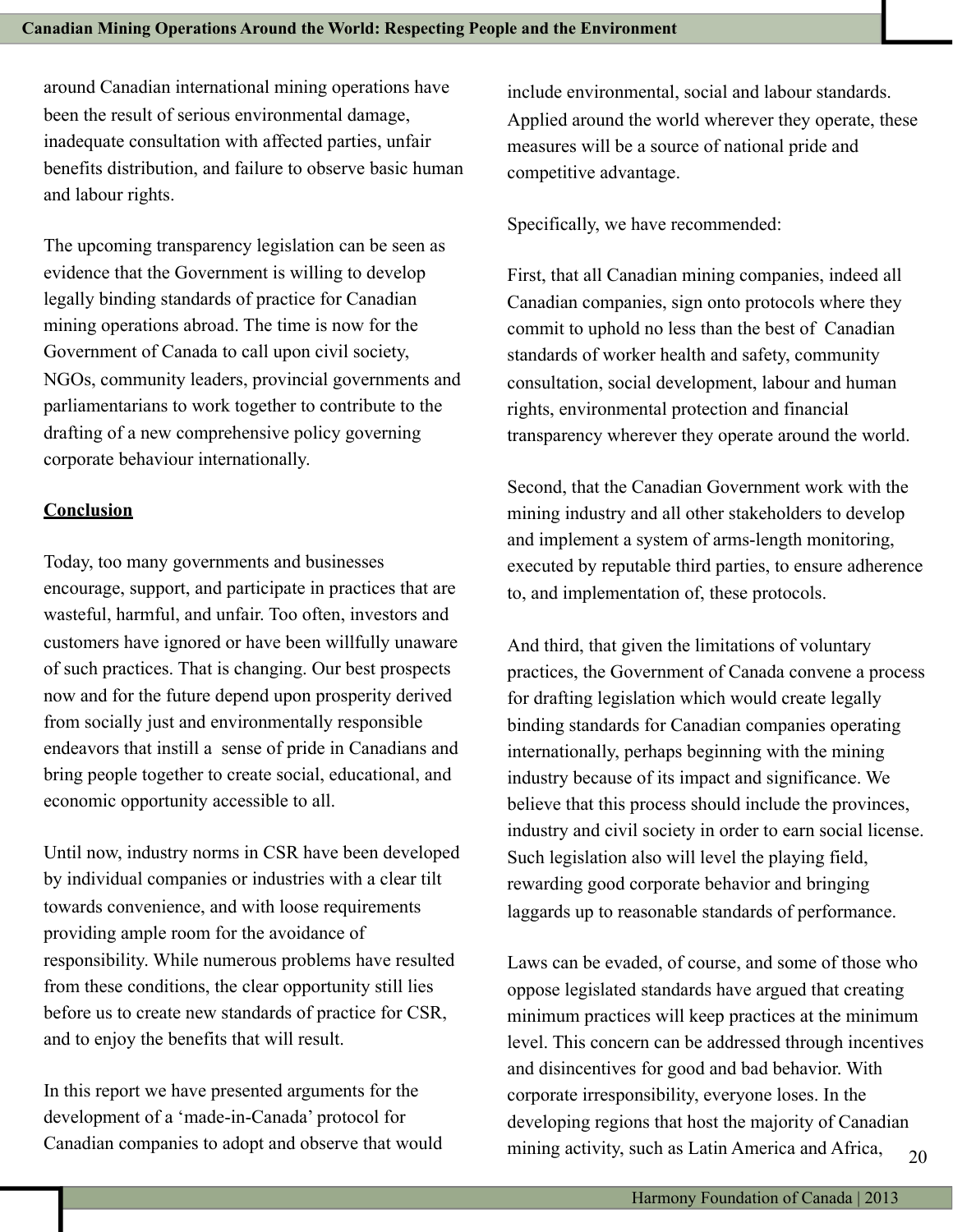around Canadian international mining operations have been the result of serious environmental damage, inadequate consultation with affected parties, unfair benefits distribution, and failure to observe basic human and labour rights.

The upcoming transparency legislation can be seen as evidence that the Government is willing to develop legally binding standards of practice for Canadian mining operations abroad. The time is now for the Government of Canada to call upon civil society, NGOs, community leaders, provincial governments and parliamentarians to work together to contribute to the drafting of a new comprehensive policy governing corporate behaviour internationally.

## Conclusion

Today, too many governments and businesses encourage, support, and participate in practices that are wasteful, harmful, and unfair. Too often, investors and customers have ignored or have been willfully unaware of such practices. That is changing. Our best prospects now and for the future depend upon prosperity derived from socially just and environmentally responsible endeavors that instill a sense of pride in Canadians and bring people together to create social, educational, and economic opportunity accessible to all.

Until now, industry norms in CSR have been developed by individual companies or industries with a clear tilt towards convenience, and with loose requirements providing ample room for the avoidance of responsibility. While numerous problems have resulted from these conditions, the clear opportunity still lies before us to create new standards of practice for CSR, and to enjoy the benefits that will result.

In this report we have presented arguments for the development of a 'made-in-Canada' protocol for Canadian companies to adopt and observe that would include environmental, social and labour standards. Applied around the world wherever they operate, these measures will be a source of national pride and competitive advantage.

Specifically, we have recommended:

First, that all Canadian mining companies, indeed all Canadian companies, sign onto protocols where they commit to uphold no less than the best of Canadian standards of worker health and safety, community consultation, social development, labour and human rights, environmental protection and financial transparency wherever they operate around the world.

Second, that the Canadian Government work with the mining industry and all other stakeholders to develop and implement a system of arms-length monitoring, executed by reputable third parties, to ensure adherence to, and implementation of, these protocols.

And third, that given the limitations of voluntary practices, the Government of Canada convene a process for drafting legislation which would create legally binding standards for Canadian companies operating internationally, perhaps beginning with the mining industry because of its impact and significance. We believe that this process should include the provinces, industry and civil society in order to earn social license. Such legislation also will level the playing field, rewarding good corporate behavior and bringing laggards up to reasonable standards of performance.

Laws can be evaded, of course, and some of those who oppose legislated standards have argued that creating minimum practices will keep practices at the minimum level. This concern can be addressed through incentives and disincentives for good and bad behavior. With corporate irresponsibility, everyone loses. In the developing regions that host the majority of Canadian mining activity, such as Latin America and Africa,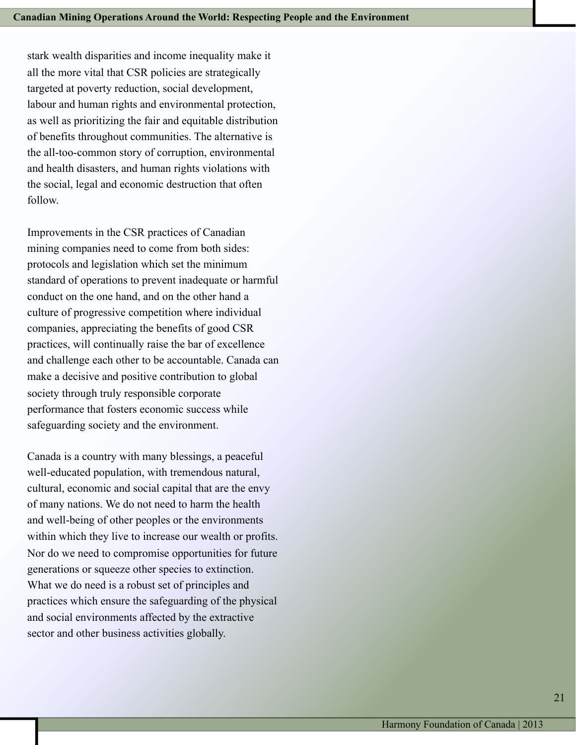stark wealth disparities and income inequality make it all the more vital that CSR policies are strategically targeted at poverty reduction, social development, labour and human rights and environmental protection, as well as prioritizing the fair and equitable distribution of benefits throughout communities. The alternative is the all-too-common story of corruption, environmental and health disasters, and human rights violations with the social, legal and economic destruction that often follow.

Improvements in the CSR practices of Canadian mining companies need to come from both sides: protocols and legislation which set the minimum standard of operations to prevent inadequate or harmful conduct on the one hand, and on the other hand a culture of progressive competition where individual companies, appreciating the benefits of good CSR practices, will continually raise the bar of excellence and challenge each other to be accountable. Canada can make a decisive and positive contribution to global society through truly responsible corporate performance that fosters economic success while safeguarding society and the environment.

Canada is a country with many blessings, a peaceful well-educated population, with tremendous natural, cultural, economic and social capital that are the envy of many nations. We do not need to harm the health and well-being of other peoples or the environments within which they live to increase our wealth or profits. Nor do we need to compromise opportunities for future generations or squeeze other species to extinction. What we do need is a robust set of principles and practices which ensure the safeguarding of the physical and social environments affected by the extractive sector and other business activities globally.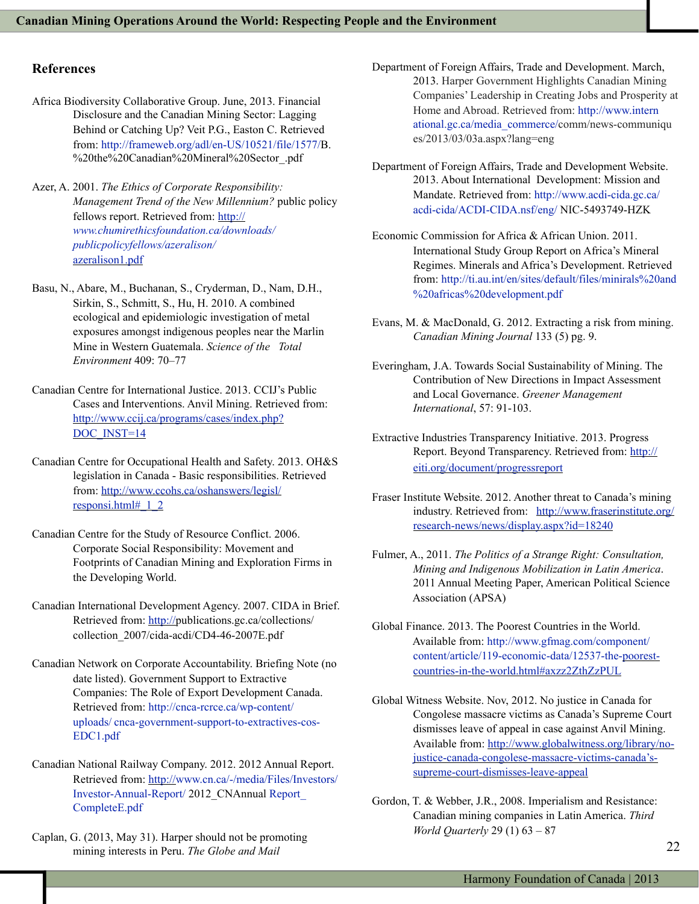## References

Africa Biodiversity Collaborative Group. June, 2013. Financial Disclosure and the Canadian Mining Sector: Lagging Behind or Catching Up? Veit P.G., Easton C. Retrieved from: http://frameweb.org/adl/en-US/10521/file/1577/B.%20the%20Canadian%20Mineral%20Sector_.pdf

Azer, A. 2001. *The Ethics of Corporate Responsibility: Management Trend of the New Millennium?* public policy fellows report. Retrieved from: http://*www.chumirethicsfoundation.ca/downloads/publicpolicyfellows/azeralison/azeralison1.pdf*

Basu, N., Abare, M., Buchanan, S., Cryderman, D., Nam, D.H., Sirkin, S., Schmitt, S., Hu, H. 2010. A combined ecological and epidemiologic investigation of metal exposures amongst indigenous peoples near the Marlin Mine in Western Guatemala. *Science of the Total Environment* 409: 70–77

Canadian Centre for International Justice. 2013. CCIJ's Public Cases and Interventions. Anvil Mining. Retrieved from: http://www.ccij.ca/programs/cases/index.php?DOC_INST=14

Canadian Centre for Occupational Health and Safety. 2013. OH&S legislation in Canada - Basic responsibilities. Retrieved from: http://www.ccohs.ca/oshanswers/legisl/responsi.html#_1_2

Canadian Centre for the Study of Resource Conflict. 2006. Corporate Social Responsibility: Movement and Footprints of Canadian Mining and Exploration Firms in the Developing World.

Canadian International Development Agency. 2007. CIDA in Brief. Retrieved from: http://publications.gc.ca/collections/collection_2007/cida-acdi/CD4-46-2007E.pdf

Canadian Network on Corporate Accountability. Briefing Note (no date listed). Government Support to Extractive Companies: The Role of Export Development Canada. Retrieved from: http://cnca-rcrce.ca/wp-content/uploads/ cnca-government-support-to-extractives-cos-EDC1.pdf

Canadian National Railway Company. 2012. 2012 Annual Report. Retrieved from: http://www.cn.ca/-/media/Files/Investors/Investor-Annual-Report/ 2012_CNAnnual Report_CompleteE.pdf

Caplan, G. (2013, May 31). Harper should not be promoting mining interests in Peru. *The Globe and Mail*

Department of Foreign Affairs, Trade and Development. March, 2013. Harper Government Highlights Canadian Mining Companies' Leadership in Creating Jobs and Prosperity at Home and Abroad. Retrieved from: http://www.international.gc.ca/media_commerce/comm/news-communiques/2013/03/03a.aspx?lang=eng

Department of Foreign Affairs, Trade and Development Website. 2013. About International Development: Mission and Mandate. Retrieved from: http://www.acdi-cida.gc.ca/acdi-cida/ACDI-CIDA.nsf/eng/ NIC-5493749-HZK

Economic Commission for Africa & African Union. 2011. International Study Group Report on Africa's Mineral Regimes. Minerals and Africa's Development. Retrieved from: http://ti.au.int/en/sites/default/files/minirals%20and%20africas%20development.pdf

Evans, M. & MacDonald, G. 2012. Extracting a risk from mining. *Canadian Mining Journal* 133 (5) pg. 9.

Everingham, J.A. Towards Social Sustainability of Mining. The Contribution of New Directions in Impact Assessment and Local Governance. *Greener Management International*, 57: 91-103.

Extractive Industries Transparency Initiative. 2013. Progress Report. Beyond Transparency. Retrieved from: http://eiti.org/document/progressreport

Fraser Institute Website. 2012. Another threat to Canada's mining industry. Retrieved from: http://www.fraserinstitute.org/research-news/news/display.aspx?id=18240

Fulmer, A., 2011. *The Politics of a Strange Right: Consultation, Mining and Indigenous Mobilization in Latin America*. 2011 Annual Meeting Paper, American Political Science Association (APSA)

Global Finance. 2013. The Poorest Countries in the World. Available from: http://www.gfmag.com/component/content/article/119-economic-data/12537-the-poorest-countries-in-the-world.html#axzz2ZthZzPUL

Global Witness Website. Nov, 2012. No justice in Canada for Congolese massacre victims as Canada's Supreme Court dismisses leave of appeal in case against Anvil Mining. Available from: http://www.globalwitness.org/library/no-justice-canada-congolese-massacre-victims-canada's-supreme-court-dismisses-leave-appeal

Gordon, T. & Webber, J.R., 2008. Imperialism and Resistance: Canadian mining companies in Latin America. *Third World Quarterly* 29 (1) 63 – 87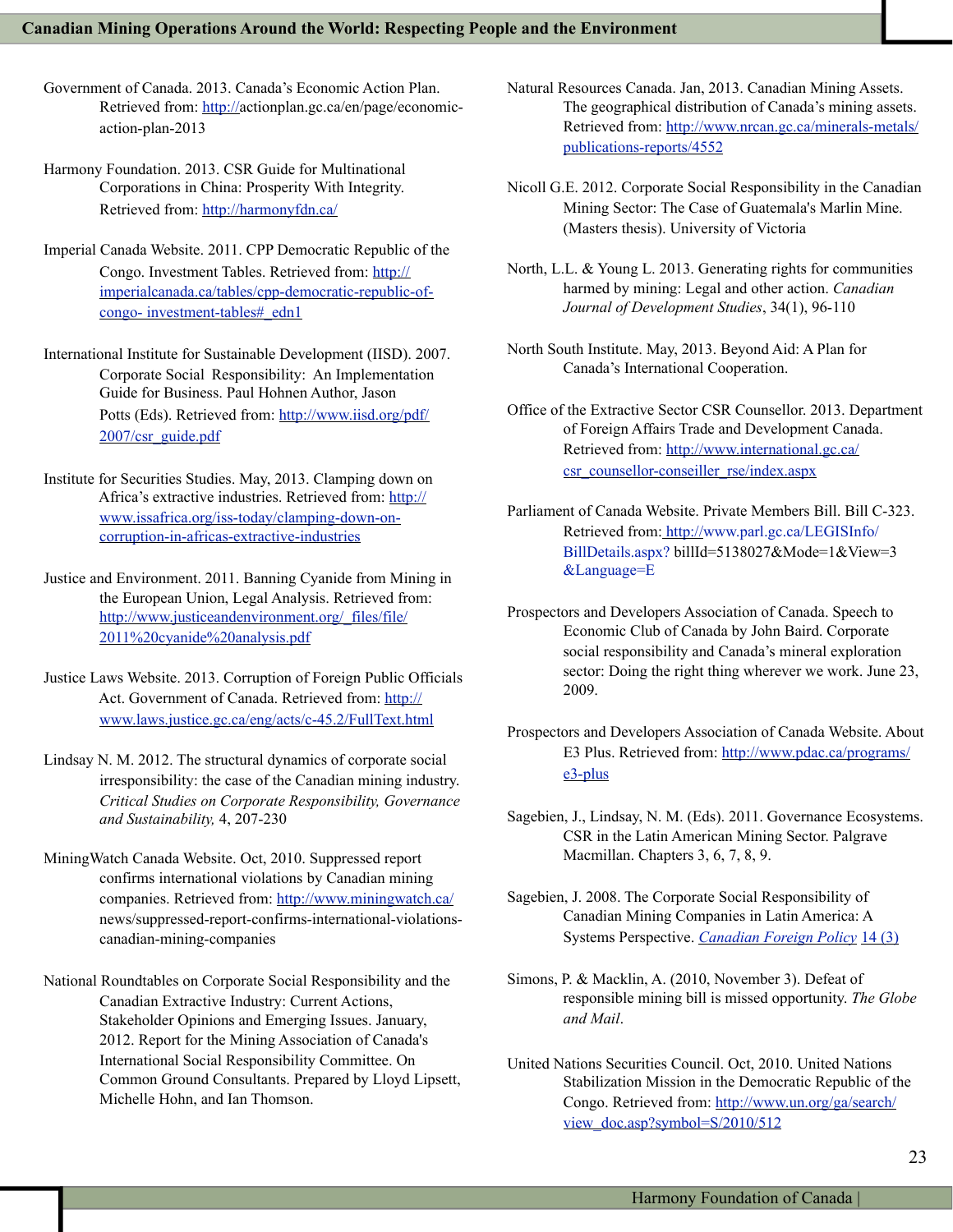Government of Canada. 2013. Canada's Economic Action Plan. Retrieved from: http://actionplan.gc.ca/en/page/economic-action-plan-2013

Harmony Foundation. 2013. CSR Guide for Multinational Corporations in China: Prosperity With Integrity. Retrieved from: http://harmonyfdn.ca/

Imperial Canada Website. 2011. CPP Democratic Republic of the Congo. Investment Tables. Retrieved from: http://imperialcanada.ca/tables/cpp-democratic-republic-of-congo- investment-tables#_edn1

International Institute for Sustainable Development (IISD). 2007. Corporate Social Responsibility: An Implementation Guide for Business. Paul Hohnen Author, Jason Potts (Eds). Retrieved from: http://www.iisd.org/pdf/2007/csr_guide.pdf

Institute for Securities Studies. May, 2013. Clamping down on Africa's extractive industries. Retrieved from: http://www.issafrica.org/iss-today/clamping-down-on-corruption-in-africas-extractive-industries

Justice and Environment. 2011. Banning Cyanide from Mining in the European Union, Legal Analysis. Retrieved from: http://www.justiceandenvironment.org/_files/file/2011%20cyanide%20analysis.pdf

Justice Laws Website. 2013. Corruption of Foreign Public Officials Act. Government of Canada. Retrieved from: http://www.laws.justice.gc.ca/eng/acts/c-45.2/FullText.html

Lindsay N. M. 2012. The structural dynamics of corporate social irresponsibility: the case of the Canadian mining industry. *Critical Studies on Corporate Responsibility, Governance and Sustainability,* 4, 207-230

MiningWatch Canada Website. Oct, 2010. Suppressed report confirms international violations by Canadian mining companies. Retrieved from: http://www.miningwatch.ca/news/suppressed-report-confirms-international-violations-canadian-mining-companies

National Roundtables on Corporate Social Responsibility and the Canadian Extractive Industry: Current Actions, Stakeholder Opinions and Emerging Issues. January, 2012. Report for the Mining Association of Canada's International Social Responsibility Committee. On Common Ground Consultants. Prepared by Lloyd Lipsett, Michelle Hohn, and Ian Thomson.

Natural Resources Canada. Jan, 2013. Canadian Mining Assets. The geographical distribution of Canada's mining assets. Retrieved from: http://www.nrcan.gc.ca/minerals-metals/publications-reports/4552

Nicoll G.E. 2012. Corporate Social Responsibility in the Canadian Mining Sector: The Case of Guatemala's Marlin Mine. (Masters thesis). University of Victoria

North, L.L. & Young L. 2013. Generating rights for communities harmed by mining: Legal and other action. *Canadian Journal of Development Studies*, 34(1), 96-110

North South Institute. May, 2013. Beyond Aid: A Plan for Canada's International Cooperation.

Office of the Extractive Sector CSR Counsellor. 2013. Department of Foreign Affairs Trade and Development Canada. Retrieved from: http://www.international.gc.ca/csr_counsellor-conseiller_rse/index.aspx

Parliament of Canada Website. Private Members Bill. Bill C-323. Retrieved from: http://www.parl.gc.ca/LEGISInfo/BillDetails.aspx? billId=5138027&Mode=1&View=3&Language=E

Prospectors and Developers Association of Canada. Speech to Economic Club of Canada by John Baird. Corporate social responsibility and Canada's mineral exploration sector: Doing the right thing wherever we work. June 23, 2009.

Prospectors and Developers Association of Canada Website. About E3 Plus. Retrieved from: http://www.pdac.ca/programs/e3-plus

Sagebien, J., Lindsay, N. M. (Eds). 2011. Governance Ecosystems. CSR in the Latin American Mining Sector. Palgrave Macmillan. Chapters 3, 6, 7, 8, 9.

Sagebien, J. 2008. The Corporate Social Responsibility of Canadian Mining Companies in Latin America: A Systems Perspective. *Canadian Foreign Policy* 14 (3)

Simons, P. & Macklin, A. (2010, November 3). Defeat of responsible mining bill is missed opportunity. *The Globe and Mail*.

United Nations Securities Council. Oct, 2010. United Nations Stabilization Mission in the Democratic Republic of the Congo. Retrieved from: http://www.un.org/ga/search/view_doc.asp?symbol=S/2010/512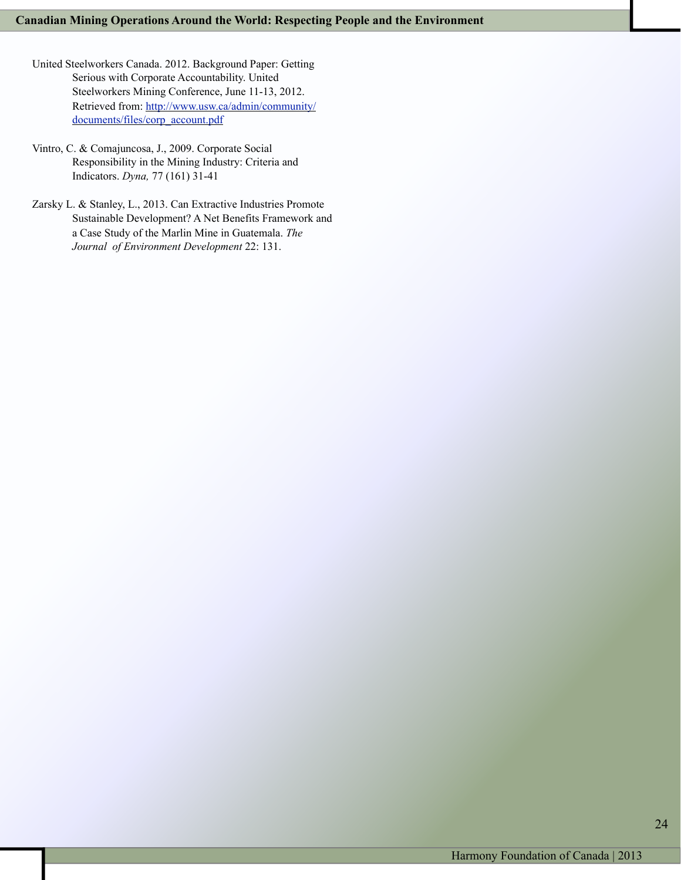United Steelworkers Canada. 2012. Background Paper: Getting Serious with Corporate Accountability. United Steelworkers Mining Conference, June 11-13, 2012. Retrieved from: [http://www.usw.ca/admin/community/documents/files/corp_account.pdf](http://www.usw.ca/admin/community/documents/files/corp_account.pdf)

Vintro, C. & Comajuncosa, J., 2009. Corporate Social Responsibility in the Mining Industry: Criteria and Indicators. *Dyna,* 77 (161) 31-41

Zarsky L. & Stanley, L., 2013. Can Extractive Industries Promote Sustainable Development? A Net Benefits Framework and a Case Study of the Marlin Mine in Guatemala. *The Journal of Environment Development* 22: 131.